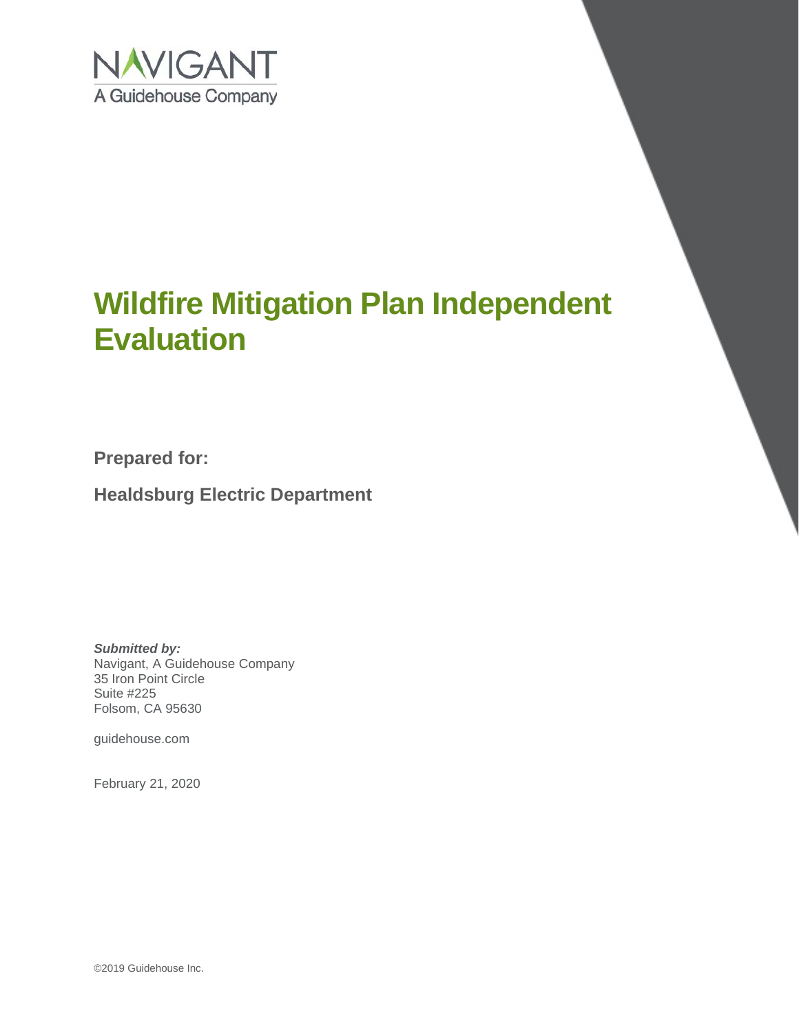NAVIGANT
A Guidehouse Company

# Wildfire Mitigation Plan Independent Evaluation

**Prepared for:**

**Healdsburg Electric Department**

***Submitted by:***
Navigant, A Guidehouse Company
35 Iron Point Circle
Suite #225
Folsom, CA 95630

guidehouse.com

February 21, 2020

©2019 Guidehouse Inc.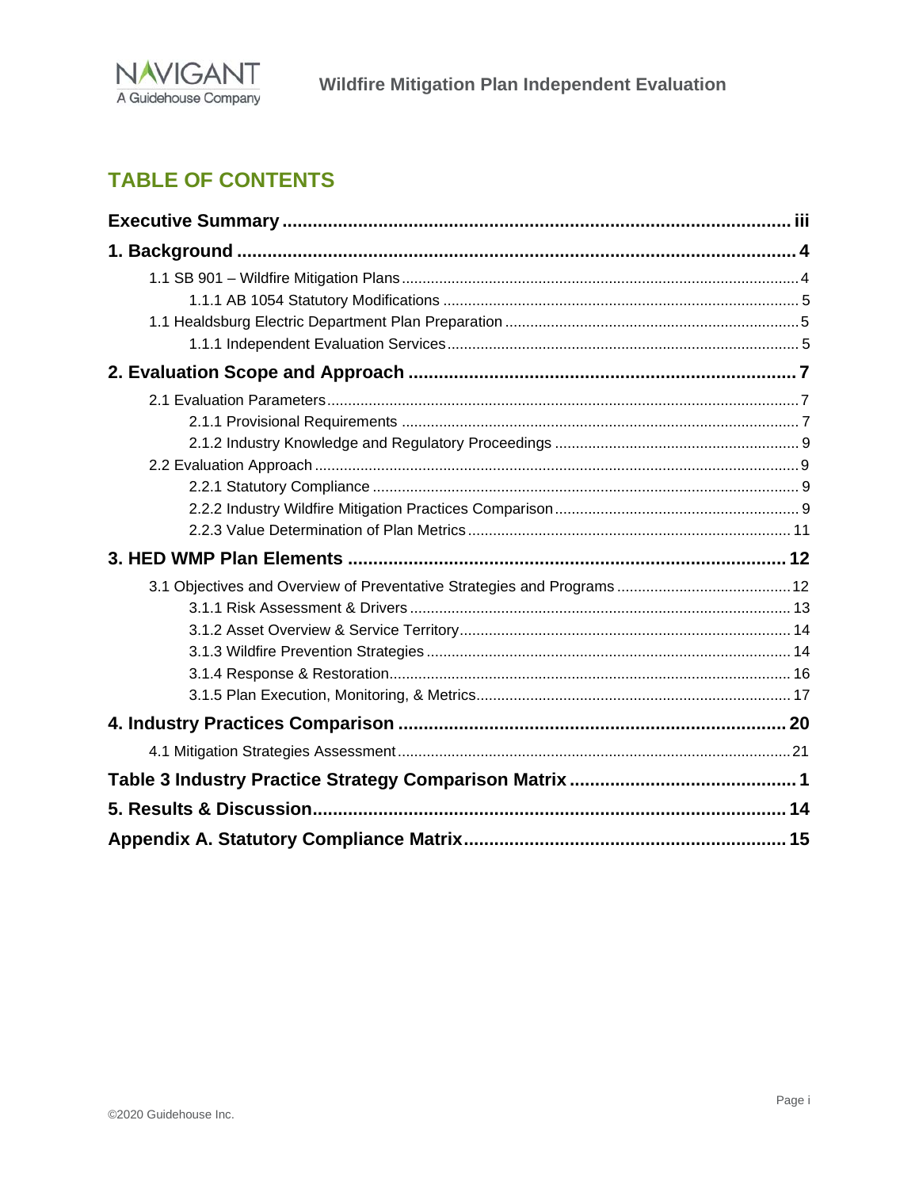# TABLE OF CONTENTS

**Executive Summary** .......... iii

**1. Background** .......... 4

- 1.1 SB 901 – Wildfire Mitigation Plans .......... 4
  - 1.1.1 AB 1054 Statutory Modifications .......... 5
- 1.1 Healdsburg Electric Department Plan Preparation .......... 5
  - 1.1.1 Independent Evaluation Services .......... 5

**2. Evaluation Scope and Approach** .......... 7

- 2.1 Evaluation Parameters .......... 7
  - 2.1.1 Provisional Requirements .......... 7
  - 2.1.2 Industry Knowledge and Regulatory Proceedings .......... 9
- 2.2 Evaluation Approach .......... 9
  - 2.2.1 Statutory Compliance .......... 9
  - 2.2.2 Industry Wildfire Mitigation Practices Comparison .......... 9
  - 2.2.3 Value Determination of Plan Metrics .......... 11

**3. HED WMP Plan Elements** .......... 12

- 3.1 Objectives and Overview of Preventative Strategies and Programs .......... 12
  - 3.1.1 Risk Assessment & Drivers .......... 13
  - 3.1.2 Asset Overview & Service Territory .......... 14
  - 3.1.3 Wildfire Prevention Strategies .......... 14
  - 3.1.4 Response & Restoration .......... 16
  - 3.1.5 Plan Execution, Monitoring, & Metrics .......... 17

**4. Industry Practices Comparison** .......... 20

- 4.1 Mitigation Strategies Assessment .......... 21

**Table 3 Industry Practice Strategy Comparison Matrix** .......... 1

**5. Results & Discussion** .......... 14

**Appendix A. Statutory Compliance Matrix** .......... 15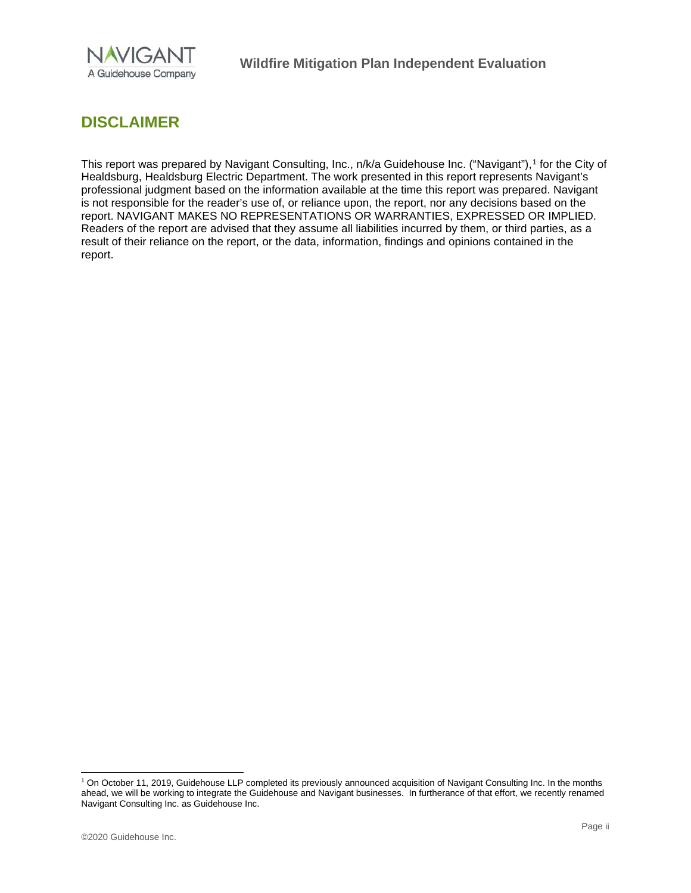## DISCLAIMER

This report was prepared by Navigant Consulting, Inc., n/k/a Guidehouse Inc. ("Navigant"),[1] for the City of Healdsburg, Healdsburg Electric Department. The work presented in this report represents Navigant's professional judgment based on the information available at the time this report was prepared. Navigant is not responsible for the reader's use of, or reliance upon, the report, nor any decisions based on the report. NAVIGANT MAKES NO REPRESENTATIONS OR WARRANTIES, EXPRESSED OR IMPLIED. Readers of the report are advised that they assume all liabilities incurred by them, or third parties, as a result of their reliance on the report, or the data, information, findings and opinions contained in the report.

---

[1] On October 11, 2019, Guidehouse LLP completed its previously announced acquisition of Navigant Consulting Inc. In the months ahead, we will be working to integrate the Guidehouse and Navigant businesses. In furtherance of that effort, we recently renamed Navigant Consulting Inc. as Guidehouse Inc.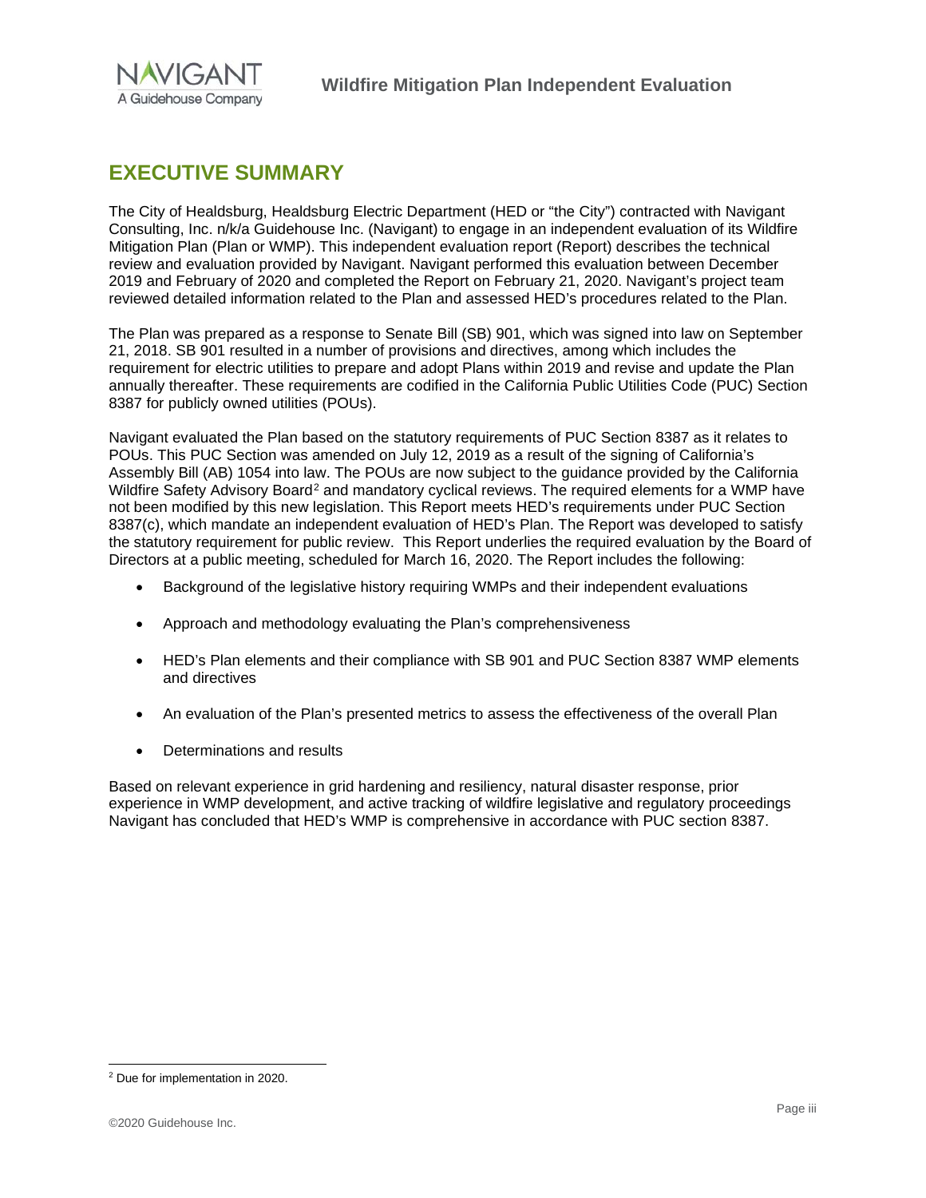# EXECUTIVE SUMMARY

The City of Healdsburg, Healdsburg Electric Department (HED or "the City") contracted with Navigant Consulting, Inc. n/k/a Guidehouse Inc. (Navigant) to engage in an independent evaluation of its Wildfire Mitigation Plan (Plan or WMP). This independent evaluation report (Report) describes the technical review and evaluation provided by Navigant. Navigant performed this evaluation between December 2019 and February of 2020 and completed the Report on February 21, 2020. Navigant's project team reviewed detailed information related to the Plan and assessed HED's procedures related to the Plan.

The Plan was prepared as a response to Senate Bill (SB) 901, which was signed into law on September 21, 2018. SB 901 resulted in a number of provisions and directives, among which includes the requirement for electric utilities to prepare and adopt Plans within 2019 and revise and update the Plan annually thereafter. These requirements are codified in the California Public Utilities Code (PUC) Section 8387 for publicly owned utilities (POUs).

Navigant evaluated the Plan based on the statutory requirements of PUC Section 8387 as it relates to POUs. This PUC Section was amended on July 12, 2019 as a result of the signing of California's Assembly Bill (AB) 1054 into law. The POUs are now subject to the guidance provided by the California Wildfire Safety Advisory Board[2] and mandatory cyclical reviews. The required elements for a WMP have not been modified by this new legislation. This Report meets HED's requirements under PUC Section 8387(c), which mandate an independent evaluation of HED's Plan. The Report was developed to satisfy the statutory requirement for public review. This Report underlies the required evaluation by the Board of Directors at a public meeting, scheduled for March 16, 2020. The Report includes the following:

- Background of the legislative history requiring WMPs and their independent evaluations
- Approach and methodology evaluating the Plan's comprehensiveness
- HED's Plan elements and their compliance with SB 901 and PUC Section 8387 WMP elements and directives
- An evaluation of the Plan's presented metrics to assess the effectiveness of the overall Plan
- Determinations and results

Based on relevant experience in grid hardening and resiliency, natural disaster response, prior experience in WMP development, and active tracking of wildfire legislative and regulatory proceedings Navigant has concluded that HED's WMP is comprehensive in accordance with PUC section 8387.

[2] Due for implementation in 2020.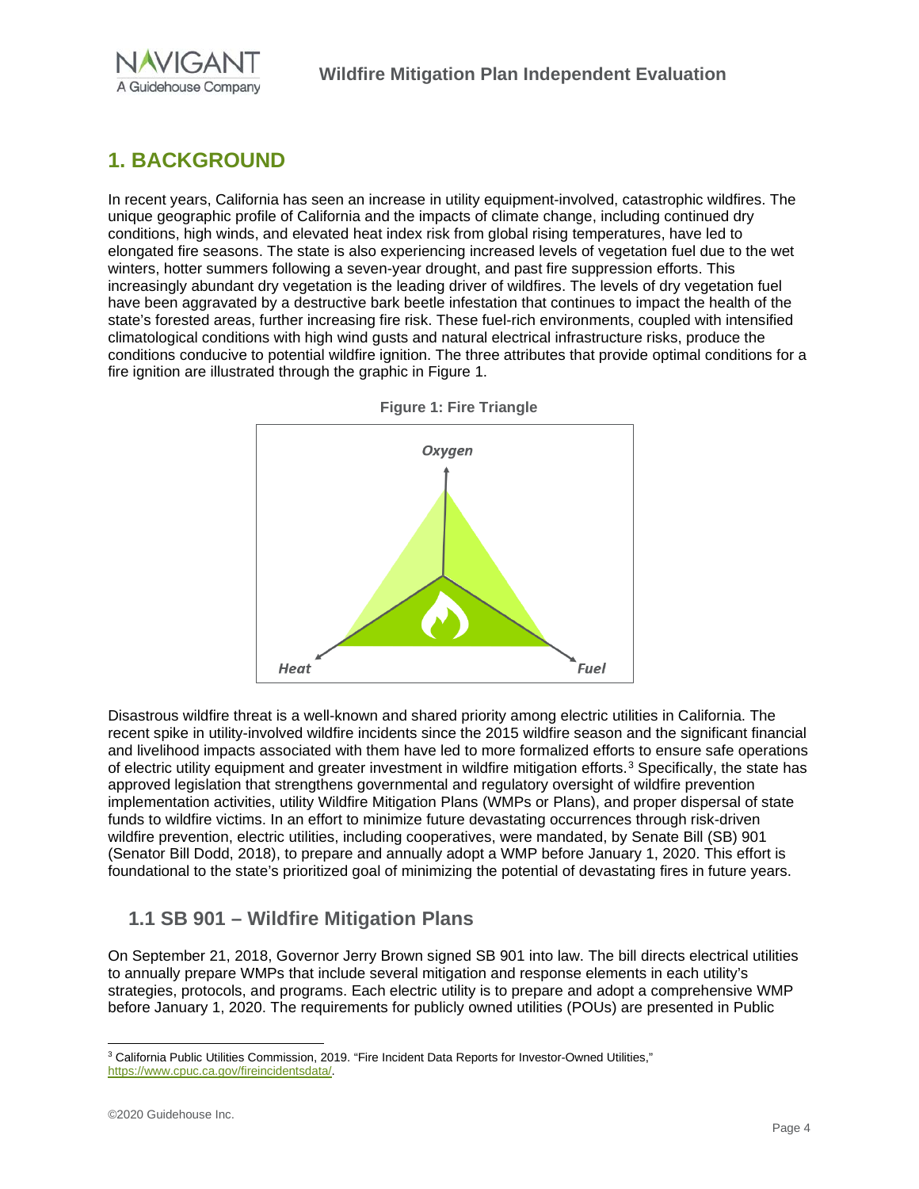# 1. BACKGROUND

In recent years, California has seen an increase in utility equipment-involved, catastrophic wildfires. The unique geographic profile of California and the impacts of climate change, including continued dry conditions, high winds, and elevated heat index risk from global rising temperatures, have led to elongated fire seasons. The state is also experiencing increased levels of vegetation fuel due to the wet winters, hotter summers following a seven-year drought, and past fire suppression efforts. This increasingly abundant dry vegetation is the leading driver of wildfires. The levels of dry vegetation fuel have been aggravated by a destructive bark beetle infestation that continues to impact the health of the state's forested areas, further increasing fire risk. These fuel-rich environments, coupled with intensified climatological conditions with high wind gusts and natural electrical infrastructure risks, produce the conditions conducive to potential wildfire ignition. The three attributes that provide optimal conditions for a fire ignition are illustrated through the graphic in Figure 1.

**Figure 1: Fire Triangle**

Oxygen

Heat

Fuel

Disastrous wildfire threat is a well-known and shared priority among electric utilities in California. The recent spike in utility-involved wildfire incidents since the 2015 wildfire season and the significant financial and livelihood impacts associated with them have led to more formalized efforts to ensure safe operations of electric utility equipment and greater investment in wildfire mitigation efforts.[3] Specifically, the state has approved legislation that strengthens governmental and regulatory oversight of wildfire prevention implementation activities, utility Wildfire Mitigation Plans (WMPs or Plans), and proper dispersal of state funds to wildfire victims. In an effort to minimize future devastating occurrences through risk-driven wildfire prevention, electric utilities, including cooperatives, were mandated, by Senate Bill (SB) 901 (Senator Bill Dodd, 2018), to prepare and annually adopt a WMP before January 1, 2020. This effort is foundational to the state's prioritized goal of minimizing the potential of devastating fires in future years.

## 1.1 SB 901 – Wildfire Mitigation Plans

On September 21, 2018, Governor Jerry Brown signed SB 901 into law. The bill directs electrical utilities to annually prepare WMPs that include several mitigation and response elements in each utility's strategies, protocols, and programs. Each electric utility is to prepare and adopt a comprehensive WMP before January 1, 2020. The requirements for publicly owned utilities (POUs) are presented in Public

[3] California Public Utilities Commission, 2019. "Fire Incident Data Reports for Investor-Owned Utilities," https://www.cpuc.ca.gov/fireincidentsdata/.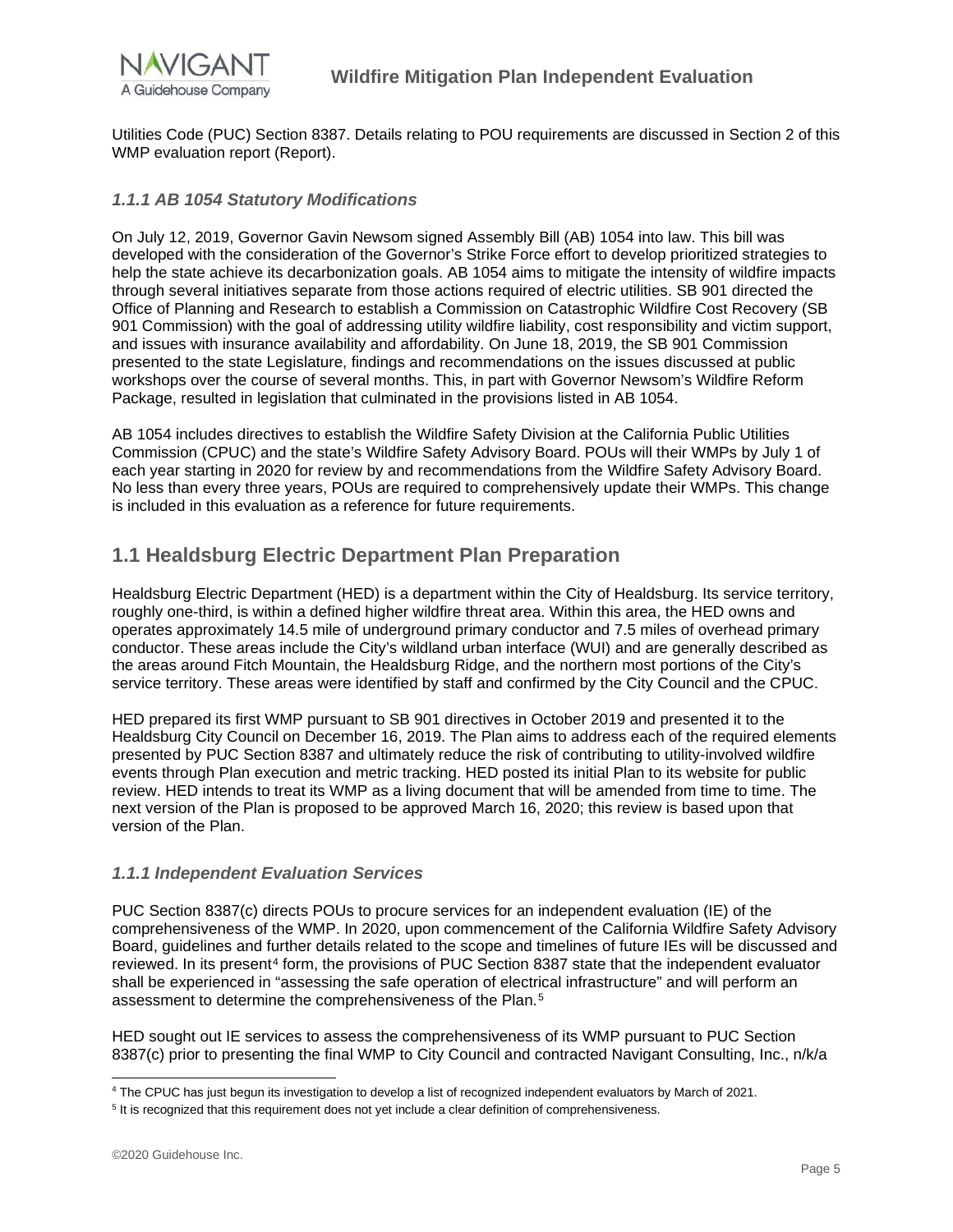Utilities Code (PUC) Section 8387. Details relating to POU requirements are discussed in Section 2 of this WMP evaluation report (Report).

### *1.1.1 AB 1054 Statutory Modifications*

On July 12, 2019, Governor Gavin Newsom signed Assembly Bill (AB) 1054 into law. This bill was developed with the consideration of the Governor's Strike Force effort to develop prioritized strategies to help the state achieve its decarbonization goals. AB 1054 aims to mitigate the intensity of wildfire impacts through several initiatives separate from those actions required of electric utilities. SB 901 directed the Office of Planning and Research to establish a Commission on Catastrophic Wildfire Cost Recovery (SB 901 Commission) with the goal of addressing utility wildfire liability, cost responsibility and victim support, and issues with insurance availability and affordability. On June 18, 2019, the SB 901 Commission presented to the state Legislature, findings and recommendations on the issues discussed at public workshops over the course of several months. This, in part with Governor Newsom's Wildfire Reform Package, resulted in legislation that culminated in the provisions listed in AB 1054.

AB 1054 includes directives to establish the Wildfire Safety Division at the California Public Utilities Commission (CPUC) and the state's Wildfire Safety Advisory Board. POUs will their WMPs by July 1 of each year starting in 2020 for review by and recommendations from the Wildfire Safety Advisory Board. No less than every three years, POUs are required to comprehensively update their WMPs. This change is included in this evaluation as a reference for future requirements.

## 1.1 Healdsburg Electric Department Plan Preparation

Healdsburg Electric Department (HED) is a department within the City of Healdsburg. Its service territory, roughly one-third, is within a defined higher wildfire threat area. Within this area, the HED owns and operates approximately 14.5 mile of underground primary conductor and 7.5 miles of overhead primary conductor. These areas include the City's wildland urban interface (WUI) and are generally described as the areas around Fitch Mountain, the Healdsburg Ridge, and the northern most portions of the City's service territory. These areas were identified by staff and confirmed by the City Council and the CPUC.

HED prepared its first WMP pursuant to SB 901 directives in October 2019 and presented it to the Healdsburg City Council on December 16, 2019. The Plan aims to address each of the required elements presented by PUC Section 8387 and ultimately reduce the risk of contributing to utility-involved wildfire events through Plan execution and metric tracking. HED posted its initial Plan to its website for public review. HED intends to treat its WMP as a living document that will be amended from time to time. The next version of the Plan is proposed to be approved March 16, 2020; this review is based upon that version of the Plan.

### *1.1.1 Independent Evaluation Services*

PUC Section 8387(c) directs POUs to procure services for an independent evaluation (IE) of the comprehensiveness of the WMP. In 2020, upon commencement of the California Wildfire Safety Advisory Board, guidelines and further details related to the scope and timelines of future IEs will be discussed and reviewed. In its present[4] form, the provisions of PUC Section 8387 state that the independent evaluator shall be experienced in "assessing the safe operation of electrical infrastructure" and will perform an assessment to determine the comprehensiveness of the Plan.[5]

HED sought out IE services to assess the comprehensiveness of its WMP pursuant to PUC Section 8387(c) prior to presenting the final WMP to City Council and contracted Navigant Consulting, Inc., n/k/a

---

[4] The CPUC has just begun its investigation to develop a list of recognized independent evaluators by March of 2021.

[5] It is recognized that this requirement does not yet include a clear definition of comprehensiveness.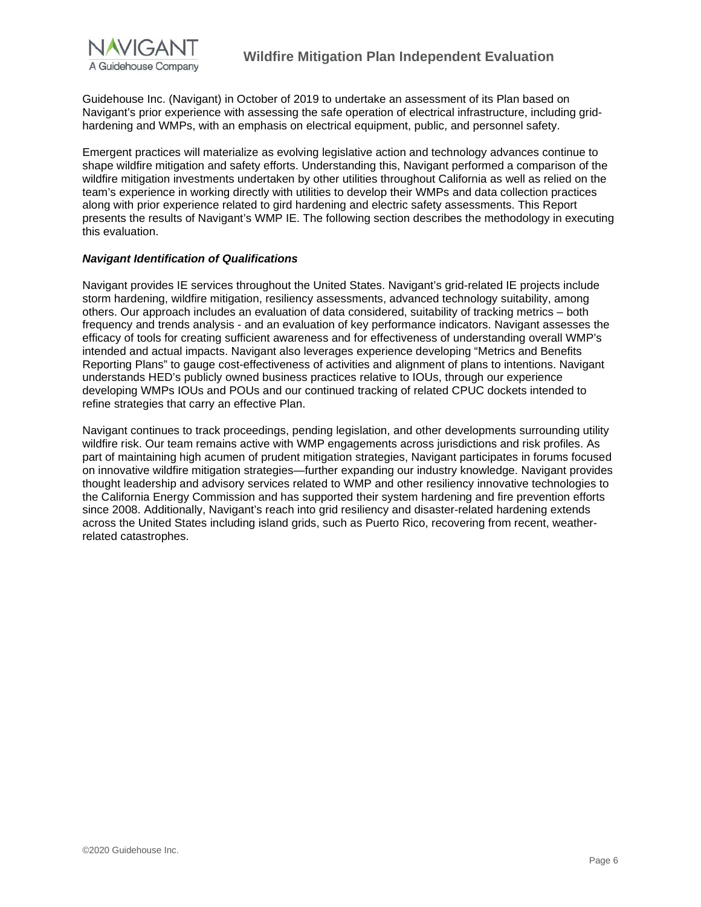Guidehouse Inc. (Navigant) in October of 2019 to undertake an assessment of its Plan based on Navigant's prior experience with assessing the safe operation of electrical infrastructure, including grid-hardening and WMPs, with an emphasis on electrical equipment, public, and personnel safety.

Emergent practices will materialize as evolving legislative action and technology advances continue to shape wildfire mitigation and safety efforts. Understanding this, Navigant performed a comparison of the wildfire mitigation investments undertaken by other utilities throughout California as well as relied on the team's experience in working directly with utilities to develop their WMPs and data collection practices along with prior experience related to gird hardening and electric safety assessments. This Report presents the results of Navigant's WMP IE. The following section describes the methodology in executing this evaluation.

***Navigant Identification of Qualifications***

Navigant provides IE services throughout the United States. Navigant's grid-related IE projects include storm hardening, wildfire mitigation, resiliency assessments, advanced technology suitability, among others. Our approach includes an evaluation of data considered, suitability of tracking metrics – both frequency and trends analysis - and an evaluation of key performance indicators. Navigant assesses the efficacy of tools for creating sufficient awareness and for effectiveness of understanding overall WMP's intended and actual impacts. Navigant also leverages experience developing "Metrics and Benefits Reporting Plans" to gauge cost-effectiveness of activities and alignment of plans to intentions. Navigant understands HED's publicly owned business practices relative to IOUs, through our experience developing WMPs IOUs and POUs and our continued tracking of related CPUC dockets intended to refine strategies that carry an effective Plan.

Navigant continues to track proceedings, pending legislation, and other developments surrounding utility wildfire risk. Our team remains active with WMP engagements across jurisdictions and risk profiles. As part of maintaining high acumen of prudent mitigation strategies, Navigant participates in forums focused on innovative wildfire mitigation strategies—further expanding our industry knowledge. Navigant provides thought leadership and advisory services related to WMP and other resiliency innovative technologies to the California Energy Commission and has supported their system hardening and fire prevention efforts since 2008. Additionally, Navigant's reach into grid resiliency and disaster-related hardening extends across the United States including island grids, such as Puerto Rico, recovering from recent, weather-related catastrophes.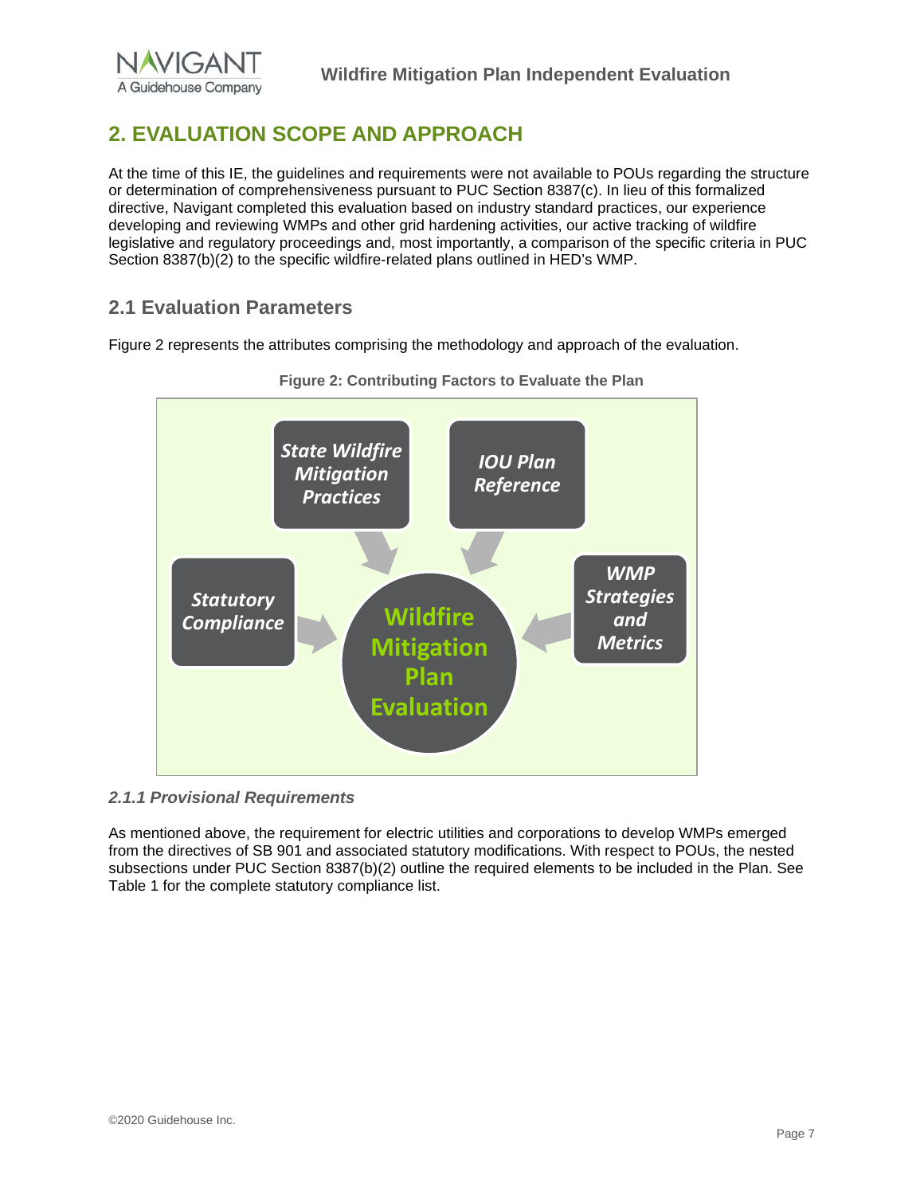# 2. EVALUATION SCOPE AND APPROACH

At the time of this IE, the guidelines and requirements were not available to POUs regarding the structure or determination of comprehensiveness pursuant to PUC Section 8387(c). In lieu of this formalized directive, Navigant completed this evaluation based on industry standard practices, our experience developing and reviewing WMPs and other grid hardening activities, our active tracking of wildfire legislative and regulatory proceedings and, most importantly, a comparison of the specific criteria in PUC Section 8387(b)(2) to the specific wildfire-related plans outlined in HED's WMP.

## 2.1 Evaluation Parameters

Figure 2 represents the attributes comprising the methodology and approach of the evaluation.

**Figure 2: Contributing Factors to Evaluate the Plan**

*State Wildfire Mitigation Practices*

*IOU Plan Reference*

*Statutory Compliance*

*WMP Strategies and Metrics*

**Wildfire Mitigation Plan Evaluation**

### *2.1.1 Provisional Requirements*

As mentioned above, the requirement for electric utilities and corporations to develop WMPs emerged from the directives of SB 901 and associated statutory modifications. With respect to POUs, the nested subsections under PUC Section 8387(b)(2) outline the required elements to be included in the Plan. See Table 1 for the complete statutory compliance list.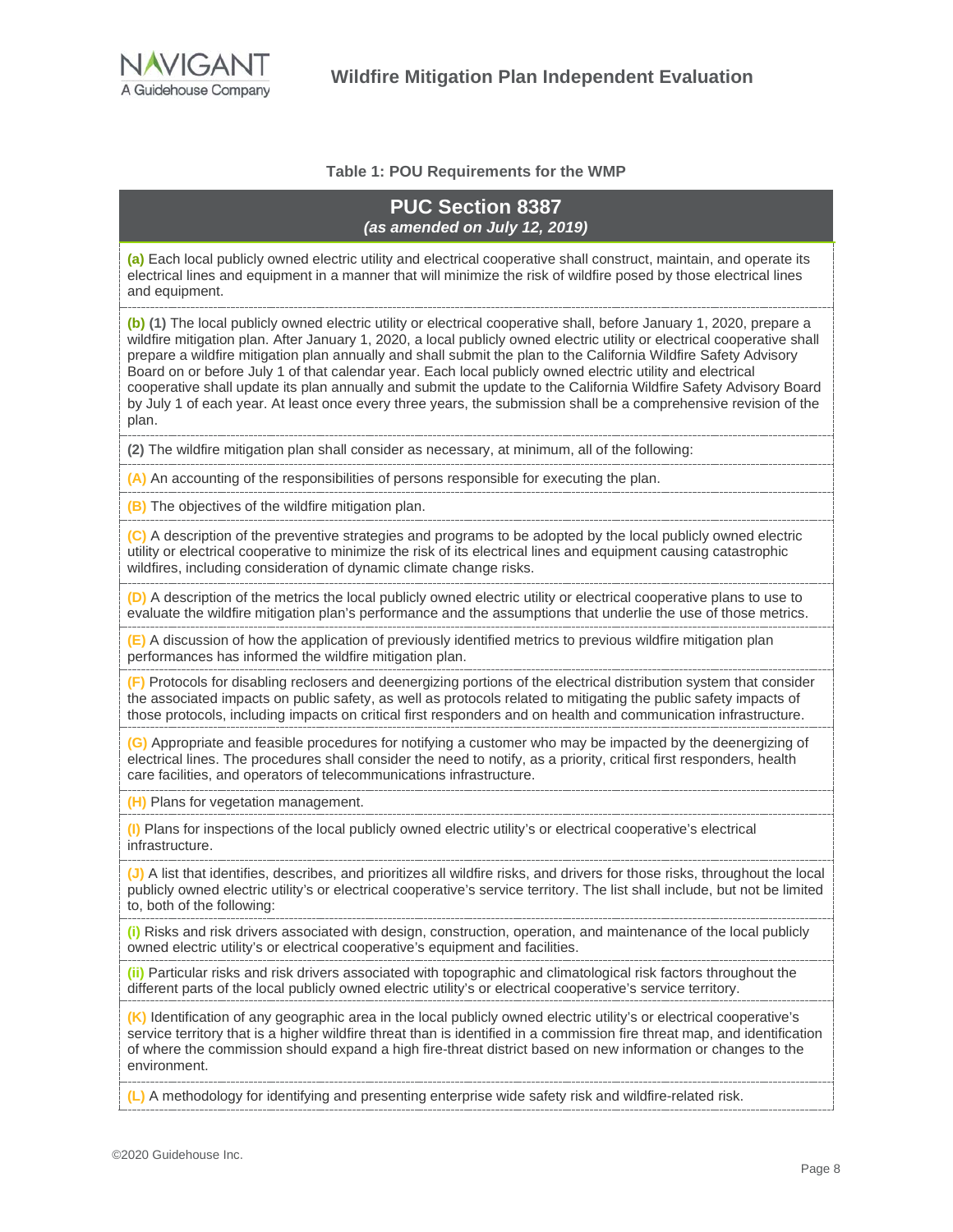**Table 1: POU Requirements for the WMP**

| **PUC Section 8387** *(as amended on July 12, 2019)* |
|---|
| **(a)** Each local publicly owned electric utility and electrical cooperative shall construct, maintain, and operate its electrical lines and equipment in a manner that will minimize the risk of wildfire posed by those electrical lines and equipment. |
| **(b) (1)** The local publicly owned electric utility or electrical cooperative shall, before January 1, 2020, prepare a wildfire mitigation plan. After January 1, 2020, a local publicly owned electric utility or electrical cooperative shall prepare a wildfire mitigation plan annually and shall submit the plan to the California Wildfire Safety Advisory Board on or before July 1 of that calendar year. Each local publicly owned electric utility and electrical cooperative shall update its plan annually and submit the update to the California Wildfire Safety Advisory Board by July 1 of each year. At least once every three years, the submission shall be a comprehensive revision of the plan. |
| **(2)** The wildfire mitigation plan shall consider as necessary, at minimum, all of the following: |
| **(A)** An accounting of the responsibilities of persons responsible for executing the plan. |
| **(B)** The objectives of the wildfire mitigation plan. |
| **(C)** A description of the preventive strategies and programs to be adopted by the local publicly owned electric utility or electrical cooperative to minimize the risk of its electrical lines and equipment causing catastrophic wildfires, including consideration of dynamic climate change risks. |
| **(D)** A description of the metrics the local publicly owned electric utility or electrical cooperative plans to use to evaluate the wildfire mitigation plan's performance and the assumptions that underlie the use of those metrics. |
| **(E)** A discussion of how the application of previously identified metrics to previous wildfire mitigation plan performances has informed the wildfire mitigation plan. |
| **(F)** Protocols for disabling reclosers and deenergizing portions of the electrical distribution system that consider the associated impacts on public safety, as well as protocols related to mitigating the public safety impacts of those protocols, including impacts on critical first responders and on health and communication infrastructure. |
| **(G)** Appropriate and feasible procedures for notifying a customer who may be impacted by the deenergizing of electrical lines. The procedures shall consider the need to notify, as a priority, critical first responders, health care facilities, and operators of telecommunications infrastructure. |
| **(H)** Plans for vegetation management. |
| **(I)** Plans for inspections of the local publicly owned electric utility's or electrical cooperative's electrical infrastructure. |
| **(J)** A list that identifies, describes, and prioritizes all wildfire risks, and drivers for those risks, throughout the local publicly owned electric utility's or electrical cooperative's service territory. The list shall include, but not be limited to, both of the following: |
| **(i)** Risks and risk drivers associated with design, construction, operation, and maintenance of the local publicly owned electric utility's or electrical cooperative's equipment and facilities. |
| **(ii)** Particular risks and risk drivers associated with topographic and climatological risk factors throughout the different parts of the local publicly owned electric utility's or electrical cooperative's service territory. |
| **(K)** Identification of any geographic area in the local publicly owned electric utility's or electrical cooperative's service territory that is a higher wildfire threat than is identified in a commission fire threat map, and identification of where the commission should expand a high fire-threat district based on new information or changes to the environment. |
| **(L)** A methodology for identifying and presenting enterprise wide safety risk and wildfire-related risk. |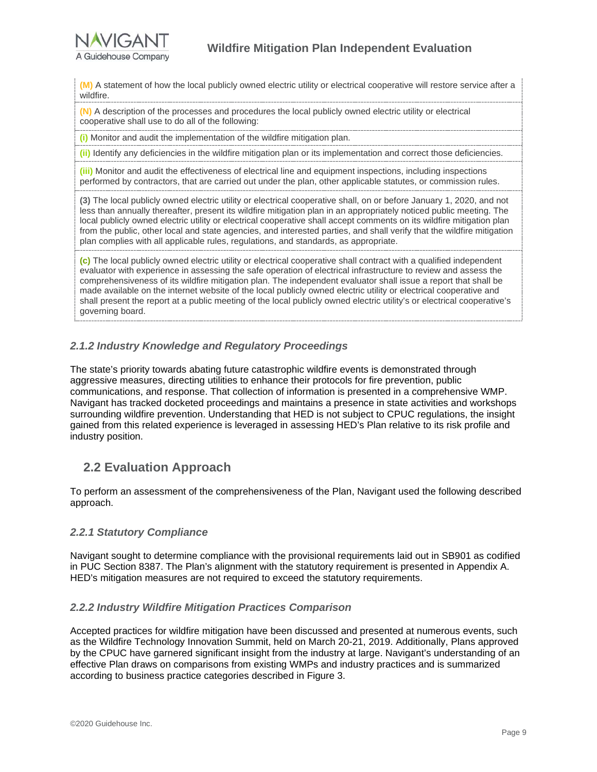**(M)** A statement of how the local publicly owned electric utility or electrical cooperative will restore service after a wildfire.

**(N)** A description of the processes and procedures the local publicly owned electric utility or electrical cooperative shall use to do all of the following:

**(i)** Monitor and audit the implementation of the wildfire mitigation plan.

**(ii)** Identify any deficiencies in the wildfire mitigation plan or its implementation and correct those deficiencies.

**(iii)** Monitor and audit the effectiveness of electrical line and equipment inspections, including inspections performed by contractors, that are carried out under the plan, other applicable statutes, or commission rules.

**(3)** The local publicly owned electric utility or electrical cooperative shall, on or before January 1, 2020, and not less than annually thereafter, present its wildfire mitigation plan in an appropriately noticed public meeting. The local publicly owned electric utility or electrical cooperative shall accept comments on its wildfire mitigation plan from the public, other local and state agencies, and interested parties, and shall verify that the wildfire mitigation plan complies with all applicable rules, regulations, and standards, as appropriate.

**(c)** The local publicly owned electric utility or electrical cooperative shall contract with a qualified independent evaluator with experience in assessing the safe operation of electrical infrastructure to review and assess the comprehensiveness of its wildfire mitigation plan. The independent evaluator shall issue a report that shall be made available on the internet website of the local publicly owned electric utility or electrical cooperative and shall present the report at a public meeting of the local publicly owned electric utility's or electrical cooperative's governing board.

### *2.1.2 Industry Knowledge and Regulatory Proceedings*

The state's priority towards abating future catastrophic wildfire events is demonstrated through aggressive measures, directing utilities to enhance their protocols for fire prevention, public communications, and response. That collection of information is presented in a comprehensive WMP. Navigant has tracked docketed proceedings and maintains a presence in state activities and workshops surrounding wildfire prevention. Understanding that HED is not subject to CPUC regulations, the insight gained from this related experience is leveraged in assessing HED's Plan relative to its risk profile and industry position.

## 2.2 Evaluation Approach

To perform an assessment of the comprehensiveness of the Plan, Navigant used the following described approach.

### *2.2.1 Statutory Compliance*

Navigant sought to determine compliance with the provisional requirements laid out in SB901 as codified in PUC Section 8387. The Plan's alignment with the statutory requirement is presented in Appendix A. HED's mitigation measures are not required to exceed the statutory requirements.

### *2.2.2 Industry Wildfire Mitigation Practices Comparison*

Accepted practices for wildfire mitigation have been discussed and presented at numerous events, such as the Wildfire Technology Innovation Summit, held on March 20-21, 2019. Additionally, Plans approved by the CPUC have garnered significant insight from the industry at large. Navigant's understanding of an effective Plan draws on comparisons from existing WMPs and industry practices and is summarized according to business practice categories described in Figure 3.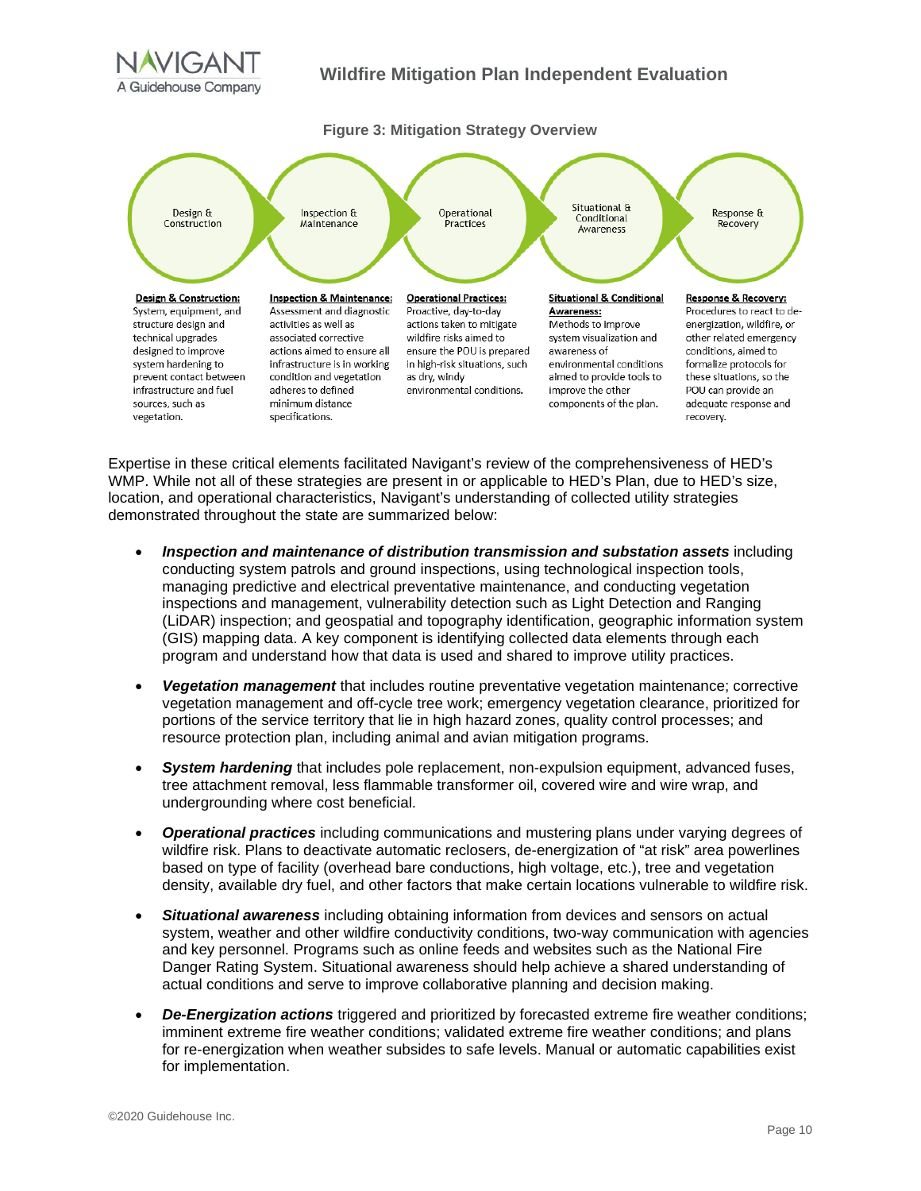**Figure 3: Mitigation Strategy Overview**

Design & Construction → Inspection & Maintenance → Operational Practices → Situational & Conditional Awareness → Response & Recovery

**Design & Construction:** System, equipment, and structure design and technical upgrades designed to improve system hardening to prevent contact between infrastructure and fuel sources, such as vegetation.

**Inspection & Maintenance:** Assessment and diagnostic activities as well as associated corrective actions aimed to ensure all infrastructure is in working condition and vegetation adheres to defined minimum distance specifications.

**Operational Practices:** Proactive, day-to-day actions taken to mitigate wildfire risks aimed to ensure the POU is prepared in high-risk situations, such as dry, windy environmental conditions.

**Situational & Conditional Awareness:** Methods to improve system visualization and awareness of environmental conditions aimed to provide tools to improve the other components of the plan.

**Response & Recovery:** Procedures to react to de-energization, wildfire, or other related emergency conditions, aimed to formalize protocols for these situations, so the POU can provide an adequate response and recovery.

Expertise in these critical elements facilitated Navigant's review of the comprehensiveness of HED's WMP. While not all of these strategies are present in or applicable to HED's Plan, due to HED's size, location, and operational characteristics, Navigant's understanding of collected utility strategies demonstrated throughout the state are summarized below:

- ***Inspection and maintenance of distribution transmission and substation assets*** including conducting system patrols and ground inspections, using technological inspection tools, managing predictive and electrical preventative maintenance, and conducting vegetation inspections and management, vulnerability detection such as Light Detection and Ranging (LiDAR) inspection; and geospatial and topography identification, geographic information system (GIS) mapping data. A key component is identifying collected data elements through each program and understand how that data is used and shared to improve utility practices.
- ***Vegetation management*** that includes routine preventative vegetation maintenance; corrective vegetation management and off-cycle tree work; emergency vegetation clearance, prioritized for portions of the service territory that lie in high hazard zones, quality control processes; and resource protection plan, including animal and avian mitigation programs.
- ***System hardening*** that includes pole replacement, non-expulsion equipment, advanced fuses, tree attachment removal, less flammable transformer oil, covered wire and wire wrap, and undergrounding where cost beneficial.
- ***Operational practices*** including communications and mustering plans under varying degrees of wildfire risk. Plans to deactivate automatic reclosers, de-energization of "at risk" area powerlines based on type of facility (overhead bare conductions, high voltage, etc.), tree and vegetation density, available dry fuel, and other factors that make certain locations vulnerable to wildfire risk.
- ***Situational awareness*** including obtaining information from devices and sensors on actual system, weather and other wildfire conductivity conditions, two-way communication with agencies and key personnel. Programs such as online feeds and websites such as the National Fire Danger Rating System. Situational awareness should help achieve a shared understanding of actual conditions and serve to improve collaborative planning and decision making.
- ***De-Energization actions*** triggered and prioritized by forecasted extreme fire weather conditions; imminent extreme fire weather conditions; validated extreme fire weather conditions; and plans for re-energization when weather subsides to safe levels. Manual or automatic capabilities exist for implementation.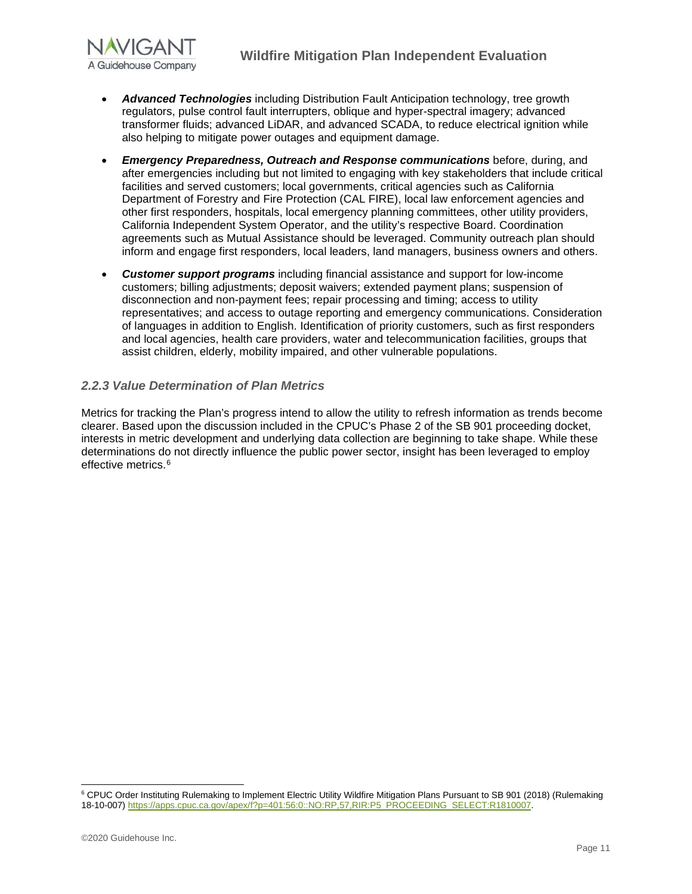- ***Advanced Technologies*** including Distribution Fault Anticipation technology, tree growth regulators, pulse control fault interrupters, oblique and hyper-spectral imagery; advanced transformer fluids; advanced LiDAR, and advanced SCADA, to reduce electrical ignition while also helping to mitigate power outages and equipment damage.
- ***Emergency Preparedness, Outreach and Response communications*** before, during, and after emergencies including but not limited to engaging with key stakeholders that include critical facilities and served customers; local governments, critical agencies such as California Department of Forestry and Fire Protection (CAL FIRE), local law enforcement agencies and other first responders, hospitals, local emergency planning committees, other utility providers, California Independent System Operator, and the utility's respective Board. Coordination agreements such as Mutual Assistance should be leveraged. Community outreach plan should inform and engage first responders, local leaders, land managers, business owners and others.
- ***Customer support programs*** including financial assistance and support for low-income customers; billing adjustments; deposit waivers; extended payment plans; suspension of disconnection and non-payment fees; repair processing and timing; access to utility representatives; and access to outage reporting and emergency communications. Consideration of languages in addition to English. Identification of priority customers, such as first responders and local agencies, health care providers, water and telecommunication facilities, groups that assist children, elderly, mobility impaired, and other vulnerable populations.

### *2.2.3 Value Determination of Plan Metrics*

Metrics for tracking the Plan's progress intend to allow the utility to refresh information as trends become clearer. Based upon the discussion included in the CPUC's Phase 2 of the SB 901 proceeding docket, interests in metric development and underlying data collection are beginning to take shape. While these determinations do not directly influence the public power sector, insight has been leveraged to employ effective metrics.[6]

---

[6] CPUC Order Instituting Rulemaking to Implement Electric Utility Wildfire Mitigation Plans Pursuant to SB 901 (2018) (Rulemaking 18-10-007) https://apps.cpuc.ca.gov/apex/f?p=401:56:0::NO:RP,57,RIR:P5_PROCEEDING_SELECT:R1810007.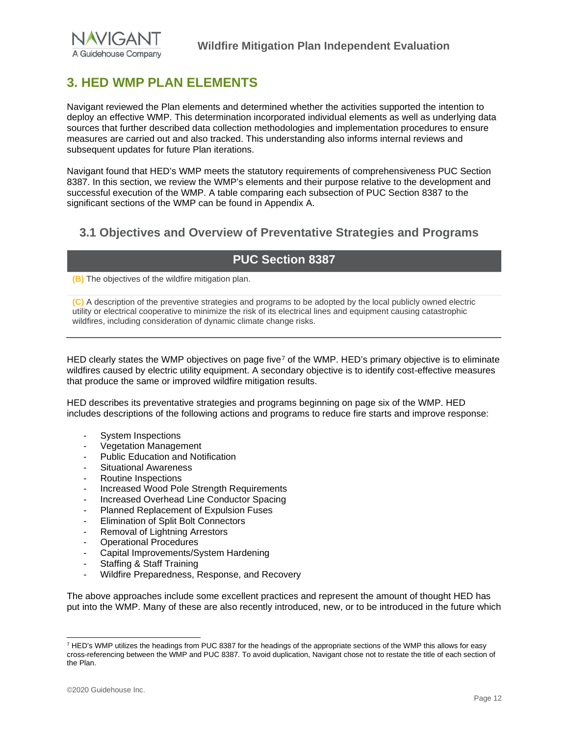# 3. HED WMP PLAN ELEMENTS

Navigant reviewed the Plan elements and determined whether the activities supported the intention to deploy an effective WMP. This determination incorporated individual elements as well as underlying data sources that further described data collection methodologies and implementation procedures to ensure measures are carried out and also tracked. This understanding also informs internal reviews and subsequent updates for future Plan iterations.

Navigant found that HED's WMP meets the statutory requirements of comprehensiveness PUC Section 8387. In this section, we review the WMP's elements and their purpose relative to the development and successful execution of the WMP. A table comparing each subsection of PUC Section 8387 to the significant sections of the WMP can be found in Appendix A.

## 3.1 Objectives and Overview of Preventative Strategies and Programs

| PUC Section 8387 |
|---|
| **(B)** The objectives of the wildfire mitigation plan. |
| **(C)** A description of the preventive strategies and programs to be adopted by the local publicly owned electric utility or electrical cooperative to minimize the risk of its electrical lines and equipment causing catastrophic wildfires, including consideration of dynamic climate change risks. |

HED clearly states the WMP objectives on page five[7] of the WMP. HED's primary objective is to eliminate wildfires caused by electric utility equipment. A secondary objective is to identify cost-effective measures that produce the same or improved wildfire mitigation results.

HED describes its preventative strategies and programs beginning on page six of the WMP. HED includes descriptions of the following actions and programs to reduce fire starts and improve response:

- System Inspections
- Vegetation Management
- Public Education and Notification
- Situational Awareness
- Routine Inspections
- Increased Wood Pole Strength Requirements
- Increased Overhead Line Conductor Spacing
- Planned Replacement of Expulsion Fuses
- Elimination of Split Bolt Connectors
- Removal of Lightning Arrestors
- Operational Procedures
- Capital Improvements/System Hardening
- Staffing & Staff Training
- Wildfire Preparedness, Response, and Recovery

The above approaches include some excellent practices and represent the amount of thought HED has put into the WMP. Many of these are also recently introduced, new, or to be introduced in the future which

[7] HED's WMP utilizes the headings from PUC 8387 for the headings of the appropriate sections of the WMP this allows for easy cross-referencing between the WMP and PUC 8387. To avoid duplication, Navigant chose not to restate the title of each section of the Plan.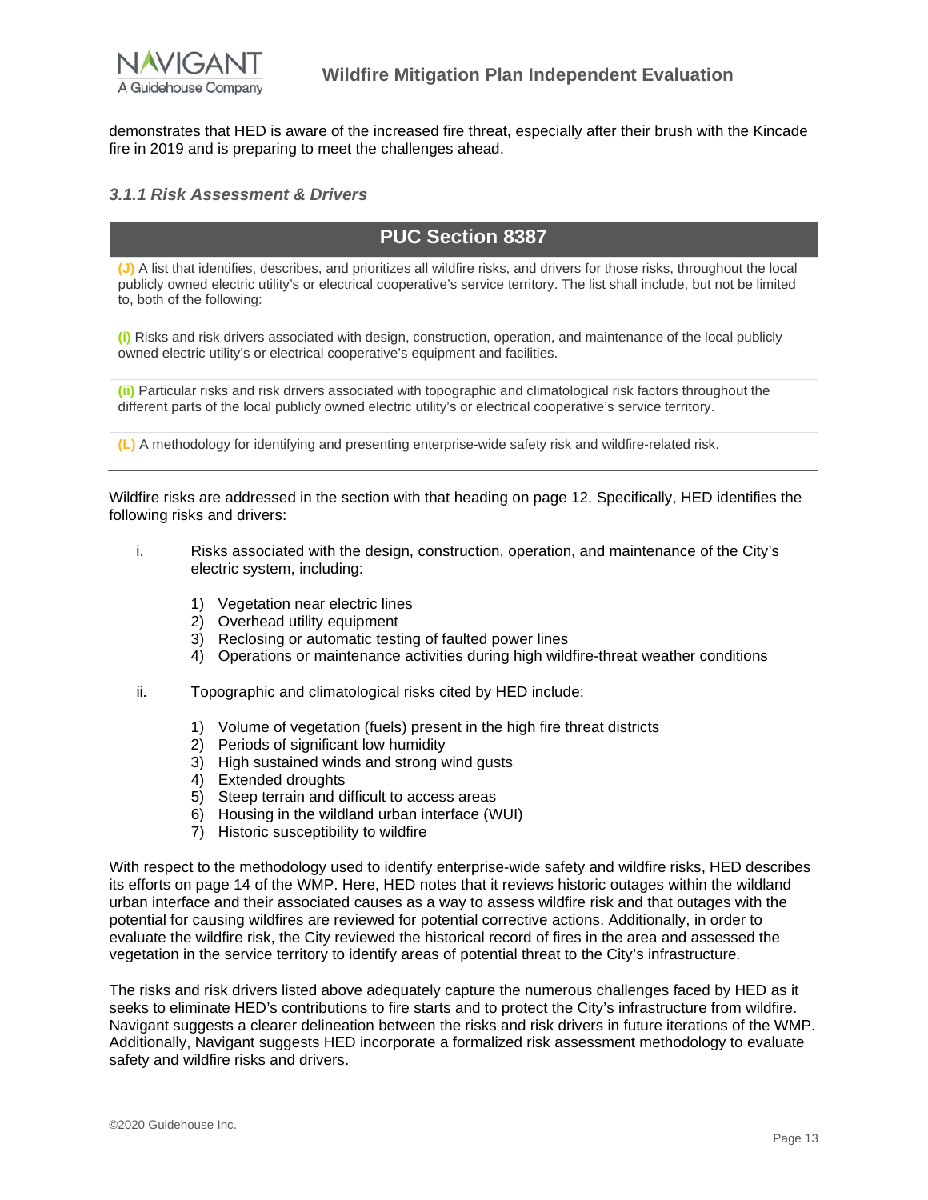demonstrates that HED is aware of the increased fire threat, especially after their brush with the Kincade fire in 2019 and is preparing to meet the challenges ahead.

### *3.1.1 Risk Assessment & Drivers*

| PUC Section 8387 |
| --- |
| **(J)** A list that identifies, describes, and prioritizes all wildfire risks, and drivers for those risks, throughout the local publicly owned electric utility's or electrical cooperative's service territory. The list shall include, but not be limited to, both of the following: |
| **(i)** Risks and risk drivers associated with design, construction, operation, and maintenance of the local publicly owned electric utility's or electrical cooperative's equipment and facilities. |
| **(ii)** Particular risks and risk drivers associated with topographic and climatological risk factors throughout the different parts of the local publicly owned electric utility's or electrical cooperative's service territory. |
| **(L)** A methodology for identifying and presenting enterprise-wide safety risk and wildfire-related risk. |

Wildfire risks are addressed in the section with that heading on page 12. Specifically, HED identifies the following risks and drivers:

i. Risks associated with the design, construction, operation, and maintenance of the City's electric system, including:

   1) Vegetation near electric lines
   2) Overhead utility equipment
   3) Reclosing or automatic testing of faulted power lines
   4) Operations or maintenance activities during high wildfire-threat weather conditions

ii. Topographic and climatological risks cited by HED include:

   1) Volume of vegetation (fuels) present in the high fire threat districts
   2) Periods of significant low humidity
   3) High sustained winds and strong wind gusts
   4) Extended droughts
   5) Steep terrain and difficult to access areas
   6) Housing in the wildland urban interface (WUI)
   7) Historic susceptibility to wildfire

With respect to the methodology used to identify enterprise-wide safety and wildfire risks, HED describes its efforts on page 14 of the WMP. Here, HED notes that it reviews historic outages within the wildland urban interface and their associated causes as a way to assess wildfire risk and that outages with the potential for causing wildfires are reviewed for potential corrective actions. Additionally, in order to evaluate the wildfire risk, the City reviewed the historical record of fires in the area and assessed the vegetation in the service territory to identify areas of potential threat to the City's infrastructure.

The risks and risk drivers listed above adequately capture the numerous challenges faced by HED as it seeks to eliminate HED's contributions to fire starts and to protect the City's infrastructure from wildfire. Navigant suggests a clearer delineation between the risks and risk drivers in future iterations of the WMP. Additionally, Navigant suggests HED incorporate a formalized risk assessment methodology to evaluate safety and wildfire risks and drivers.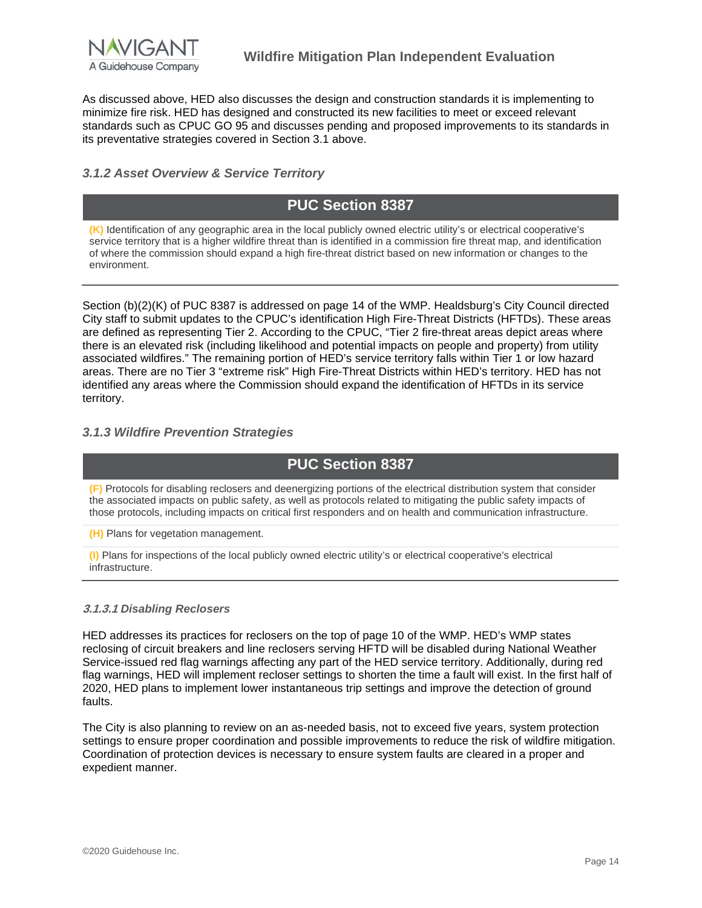As discussed above, HED also discusses the design and construction standards it is implementing to minimize fire risk. HED has designed and constructed its new facilities to meet or exceed relevant standards such as CPUC GO 95 and discusses pending and proposed improvements to its standards in its preventative strategies covered in Section 3.1 above.

### *3.1.2 Asset Overview & Service Territory*

| PUC Section 8387 |
| --- |
| **(K)** Identification of any geographic area in the local publicly owned electric utility's or electrical cooperative's service territory that is a higher wildfire threat than is identified in a commission fire threat map, and identification of where the commission should expand a high fire-threat district based on new information or changes to the environment. |

Section (b)(2)(K) of PUC 8387 is addressed on page 14 of the WMP. Healdsburg's City Council directed City staff to submit updates to the CPUC's identification High Fire-Threat Districts (HFTDs). These areas are defined as representing Tier 2. According to the CPUC, "Tier 2 fire-threat areas depict areas where there is an elevated risk (including likelihood and potential impacts on people and property) from utility associated wildfires." The remaining portion of HED's service territory falls within Tier 1 or low hazard areas. There are no Tier 3 "extreme risk" High Fire-Threat Districts within HED's territory. HED has not identified any areas where the Commission should expand the identification of HFTDs in its service territory.

### *3.1.3 Wildfire Prevention Strategies*

| PUC Section 8387 |
| --- |
| **(F)** Protocols for disabling reclosers and deenergizing portions of the electrical distribution system that consider the associated impacts on public safety, as well as protocols related to mitigating the public safety impacts of those protocols, including impacts on critical first responders and on health and communication infrastructure. |
| **(H)** Plans for vegetation management. |
| **(I)** Plans for inspections of the local publicly owned electric utility's or electrical cooperative's electrical infrastructure. |

#### *3.1.3.1 Disabling Reclosers*

HED addresses its practices for reclosers on the top of page 10 of the WMP. HED's WMP states reclosing of circuit breakers and line reclosers serving HFTD will be disabled during National Weather Service-issued red flag warnings affecting any part of the HED service territory. Additionally, during red flag warnings, HED will implement recloser settings to shorten the time a fault will exist. In the first half of 2020, HED plans to implement lower instantaneous trip settings and improve the detection of ground faults.

The City is also planning to review on an as-needed basis, not to exceed five years, system protection settings to ensure proper coordination and possible improvements to reduce the risk of wildfire mitigation. Coordination of protection devices is necessary to ensure system faults are cleared in a proper and expedient manner.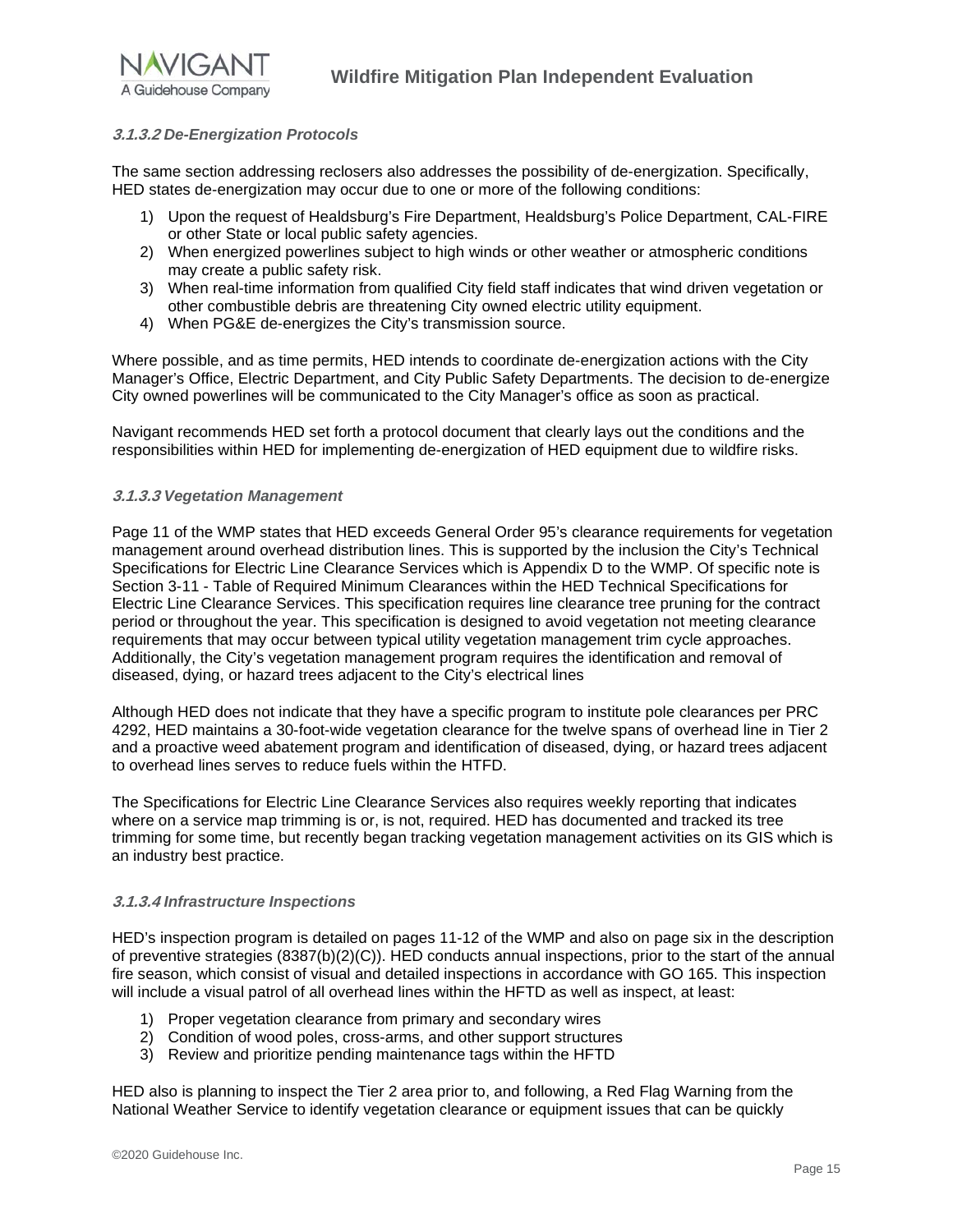#### *3.1.3.2 De-Energization Protocols*

The same section addressing reclosers also addresses the possibility of de-energization. Specifically, HED states de-energization may occur due to one or more of the following conditions:

1) Upon the request of Healdsburg's Fire Department, Healdsburg's Police Department, CAL-FIRE or other State or local public safety agencies.
2) When energized powerlines subject to high winds or other weather or atmospheric conditions may create a public safety risk.
3) When real-time information from qualified City field staff indicates that wind driven vegetation or other combustible debris are threatening City owned electric utility equipment.
4) When PG&E de-energizes the City's transmission source.

Where possible, and as time permits, HED intends to coordinate de-energization actions with the City Manager's Office, Electric Department, and City Public Safety Departments. The decision to de-energize City owned powerlines will be communicated to the City Manager's office as soon as practical.

Navigant recommends HED set forth a protocol document that clearly lays out the conditions and the responsibilities within HED for implementing de-energization of HED equipment due to wildfire risks.

#### *3.1.3.3 Vegetation Management*

Page 11 of the WMP states that HED exceeds General Order 95's clearance requirements for vegetation management around overhead distribution lines. This is supported by the inclusion the City's Technical Specifications for Electric Line Clearance Services which is Appendix D to the WMP. Of specific note is Section 3-11 - Table of Required Minimum Clearances within the HED Technical Specifications for Electric Line Clearance Services. This specification requires line clearance tree pruning for the contract period or throughout the year. This specification is designed to avoid vegetation not meeting clearance requirements that may occur between typical utility vegetation management trim cycle approaches. Additionally, the City's vegetation management program requires the identification and removal of diseased, dying, or hazard trees adjacent to the City's electrical lines

Although HED does not indicate that they have a specific program to institute pole clearances per PRC 4292, HED maintains a 30-foot-wide vegetation clearance for the twelve spans of overhead line in Tier 2 and a proactive weed abatement program and identification of diseased, dying, or hazard trees adjacent to overhead lines serves to reduce fuels within the HTFD.

The Specifications for Electric Line Clearance Services also requires weekly reporting that indicates where on a service map trimming is or, is not, required. HED has documented and tracked its tree trimming for some time, but recently began tracking vegetation management activities on its GIS which is an industry best practice.

#### *3.1.3.4 Infrastructure Inspections*

HED's inspection program is detailed on pages 11-12 of the WMP and also on page six in the description of preventive strategies (8387(b)(2)(C)). HED conducts annual inspections, prior to the start of the annual fire season, which consist of visual and detailed inspections in accordance with GO 165. This inspection will include a visual patrol of all overhead lines within the HFTD as well as inspect, at least:

1) Proper vegetation clearance from primary and secondary wires
2) Condition of wood poles, cross-arms, and other support structures
3) Review and prioritize pending maintenance tags within the HFTD

HED also is planning to inspect the Tier 2 area prior to, and following, a Red Flag Warning from the National Weather Service to identify vegetation clearance or equipment issues that can be quickly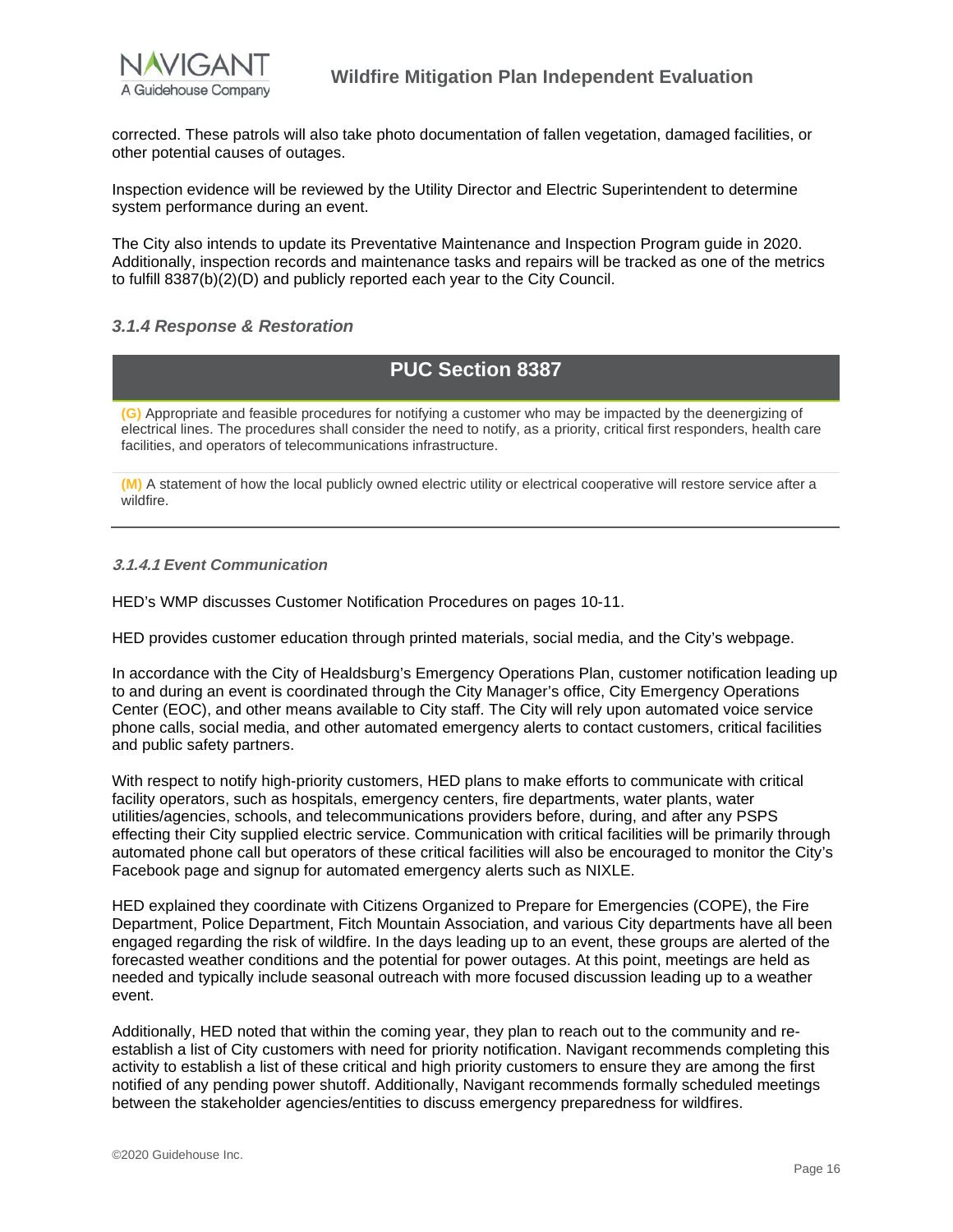corrected. These patrols will also take photo documentation of fallen vegetation, damaged facilities, or other potential causes of outages.

Inspection evidence will be reviewed by the Utility Director and Electric Superintendent to determine system performance during an event.

The City also intends to update its Preventative Maintenance and Inspection Program guide in 2020. Additionally, inspection records and maintenance tasks and repairs will be tracked as one of the metrics to fulfill 8387(b)(2)(D) and publicly reported each year to the City Council.

### *3.1.4 Response & Restoration*

| PUC Section 8387 |
| --- |
| **(G)** Appropriate and feasible procedures for notifying a customer who may be impacted by the deenergizing of electrical lines. The procedures shall consider the need to notify, as a priority, critical first responders, health care facilities, and operators of telecommunications infrastructure. |
| **(M)** A statement of how the local publicly owned electric utility or electrical cooperative will restore service after a wildfire. |

#### *3.1.4.1 Event Communication*

HED's WMP discusses Customer Notification Procedures on pages 10-11.

HED provides customer education through printed materials, social media, and the City's webpage.

In accordance with the City of Healdsburg's Emergency Operations Plan, customer notification leading up to and during an event is coordinated through the City Manager's office, City Emergency Operations Center (EOC), and other means available to City staff. The City will rely upon automated voice service phone calls, social media, and other automated emergency alerts to contact customers, critical facilities and public safety partners.

With respect to notify high-priority customers, HED plans to make efforts to communicate with critical facility operators, such as hospitals, emergency centers, fire departments, water plants, water utilities/agencies, schools, and telecommunications providers before, during, and after any PSPS effecting their City supplied electric service. Communication with critical facilities will be primarily through automated phone call but operators of these critical facilities will also be encouraged to monitor the City's Facebook page and signup for automated emergency alerts such as NIXLE.

HED explained they coordinate with Citizens Organized to Prepare for Emergencies (COPE), the Fire Department, Police Department, Fitch Mountain Association, and various City departments have all been engaged regarding the risk of wildfire. In the days leading up to an event, these groups are alerted of the forecasted weather conditions and the potential for power outages. At this point, meetings are held as needed and typically include seasonal outreach with more focused discussion leading up to a weather event.

Additionally, HED noted that within the coming year, they plan to reach out to the community and re-establish a list of City customers with need for priority notification. Navigant recommends completing this activity to establish a list of these critical and high priority customers to ensure they are among the first notified of any pending power shutoff. Additionally, Navigant recommends formally scheduled meetings between the stakeholder agencies/entities to discuss emergency preparedness for wildfires.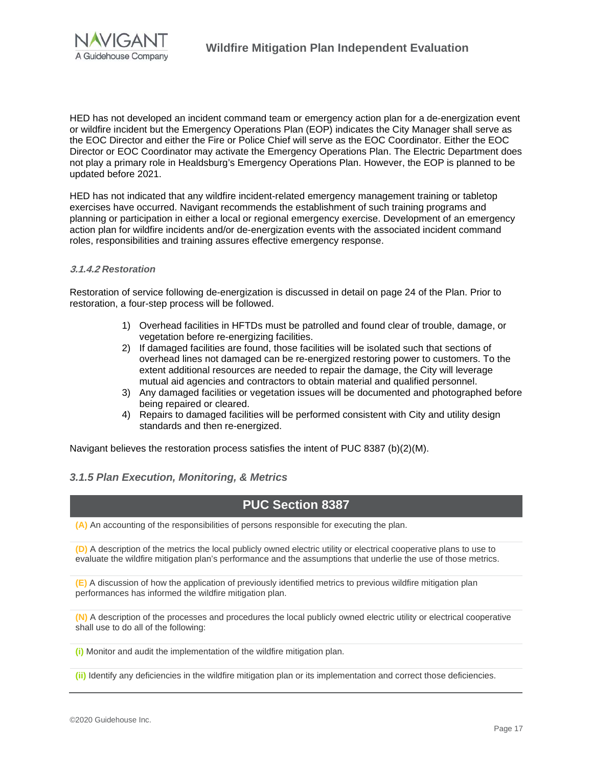HED has not developed an incident command team or emergency action plan for a de-energization event or wildfire incident but the Emergency Operations Plan (EOP) indicates the City Manager shall serve as the EOC Director and either the Fire or Police Chief will serve as the EOC Coordinator. Either the EOC Director or EOC Coordinator may activate the Emergency Operations Plan. The Electric Department does not play a primary role in Healdsburg's Emergency Operations Plan. However, the EOP is planned to be updated before 2021.

HED has not indicated that any wildfire incident-related emergency management training or tabletop exercises have occurred. Navigant recommends the establishment of such training programs and planning or participation in either a local or regional emergency exercise. Development of an emergency action plan for wildfire incidents and/or de-energization events with the associated incident command roles, responsibilities and training assures effective emergency response.

#### *3.1.4.2 Restoration*

Restoration of service following de-energization is discussed in detail on page 24 of the Plan. Prior to restoration, a four-step process will be followed.

1) Overhead facilities in HFTDs must be patrolled and found clear of trouble, damage, or vegetation before re-energizing facilities.
2) If damaged facilities are found, those facilities will be isolated such that sections of overhead lines not damaged can be re-energized restoring power to customers. To the extent additional resources are needed to repair the damage, the City will leverage mutual aid agencies and contractors to obtain material and qualified personnel.
3) Any damaged facilities or vegetation issues will be documented and photographed before being repaired or cleared.
4) Repairs to damaged facilities will be performed consistent with City and utility design standards and then re-energized.

Navigant believes the restoration process satisfies the intent of PUC 8387 (b)(2)(M).

### *3.1.5 Plan Execution, Monitoring, & Metrics*

| PUC Section 8387 |
| --- |
| **(A)** An accounting of the responsibilities of persons responsible for executing the plan. |
| **(D)** A description of the metrics the local publicly owned electric utility or electrical cooperative plans to use to evaluate the wildfire mitigation plan's performance and the assumptions that underlie the use of those metrics. |
| **(E)** A discussion of how the application of previously identified metrics to previous wildfire mitigation plan performances has informed the wildfire mitigation plan. |
| **(N)** A description of the processes and procedures the local publicly owned electric utility or electrical cooperative shall use to do all of the following: |
| **(i)** Monitor and audit the implementation of the wildfire mitigation plan. |
| **(ii)** Identify any deficiencies in the wildfire mitigation plan or its implementation and correct those deficiencies. |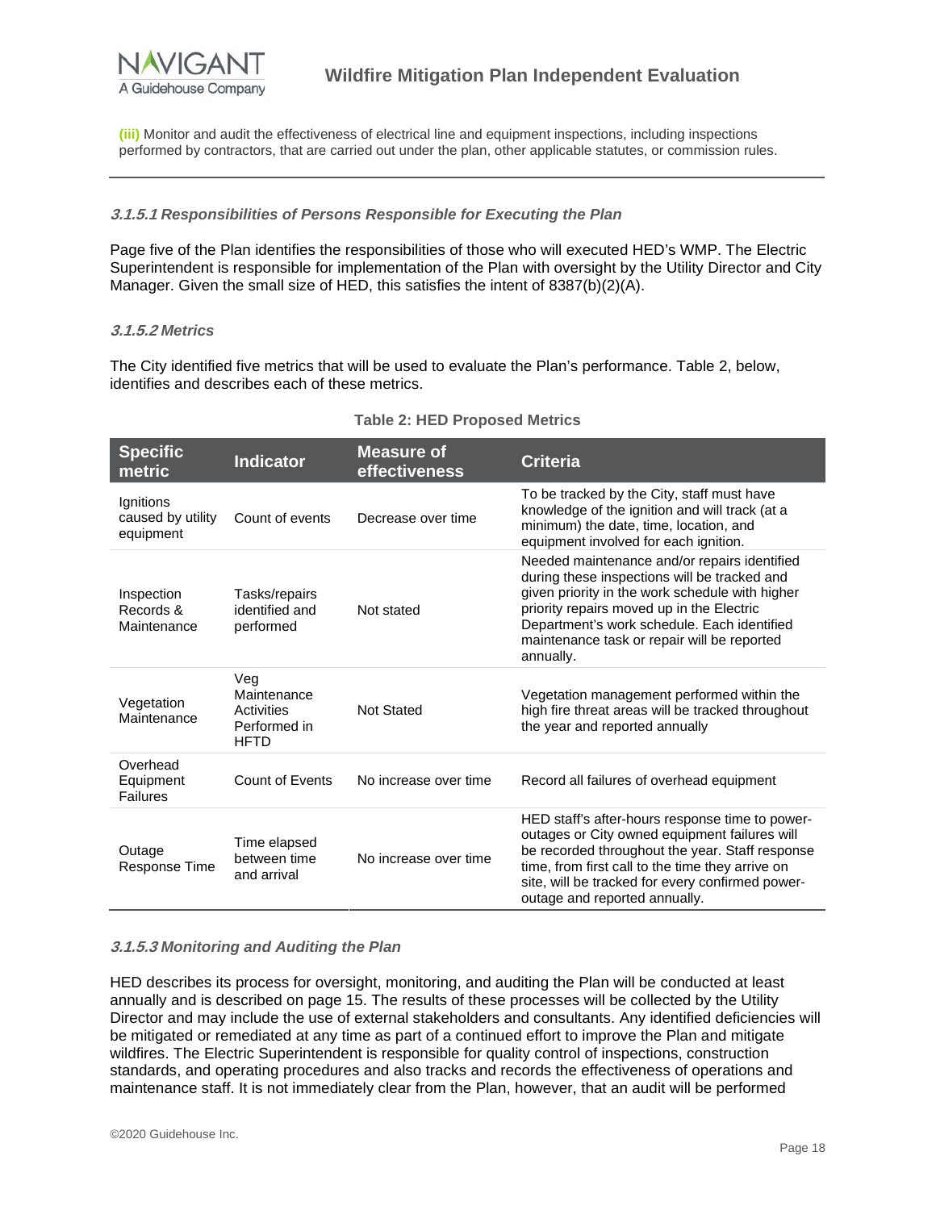**(iii)** Monitor and audit the effectiveness of electrical line and equipment inspections, including inspections performed by contractors, that are carried out under the plan, other applicable statutes, or commission rules.

---

#### *3.1.5.1 Responsibilities of Persons Responsible for Executing the Plan*

Page five of the Plan identifies the responsibilities of those who will executed HED's WMP. The Electric Superintendent is responsible for implementation of the Plan with oversight by the Utility Director and City Manager. Given the small size of HED, this satisfies the intent of 8387(b)(2)(A).

#### *3.1.5.2 Metrics*

The City identified five metrics that will be used to evaluate the Plan's performance. Table 2, below, identifies and describes each of these metrics.

**Table 2: HED Proposed Metrics**

| Specific metric | Indicator | Measure of effectiveness | Criteria |
|---|---|---|---|
| Ignitions caused by utility equipment | Count of events | Decrease over time | To be tracked by the City, staff must have knowledge of the ignition and will track (at a minimum) the date, time, location, and equipment involved for each ignition. |
| Inspection Records & Maintenance | Tasks/repairs identified and performed | Not stated | Needed maintenance and/or repairs identified during these inspections will be tracked and given priority in the work schedule with higher priority repairs moved up in the Electric Department's work schedule. Each identified maintenance task or repair will be reported annually. |
| Vegetation Maintenance | Veg Maintenance Activities Performed in HFTD | Not Stated | Vegetation management performed within the high fire threat areas will be tracked throughout the year and reported annually |
| Overhead Equipment Failures | Count of Events | No increase over time | Record all failures of overhead equipment |
| Outage Response Time | Time elapsed between time and arrival | No increase over time | HED staff's after-hours response time to power-outages or City owned equipment failures will be recorded throughout the year. Staff response time, from first call to the time they arrive on site, will be tracked for every confirmed power-outage and reported annually. |

#### *3.1.5.3 Monitoring and Auditing the Plan*

HED describes its process for oversight, monitoring, and auditing the Plan will be conducted at least annually and is described on page 15. The results of these processes will be collected by the Utility Director and may include the use of external stakeholders and consultants. Any identified deficiencies will be mitigated or remediated at any time as part of a continued effort to improve the Plan and mitigate wildfires. The Electric Superintendent is responsible for quality control of inspections, construction standards, and operating procedures and also tracks and records the effectiveness of operations and maintenance staff. It is not immediately clear from the Plan, however, that an audit will be performed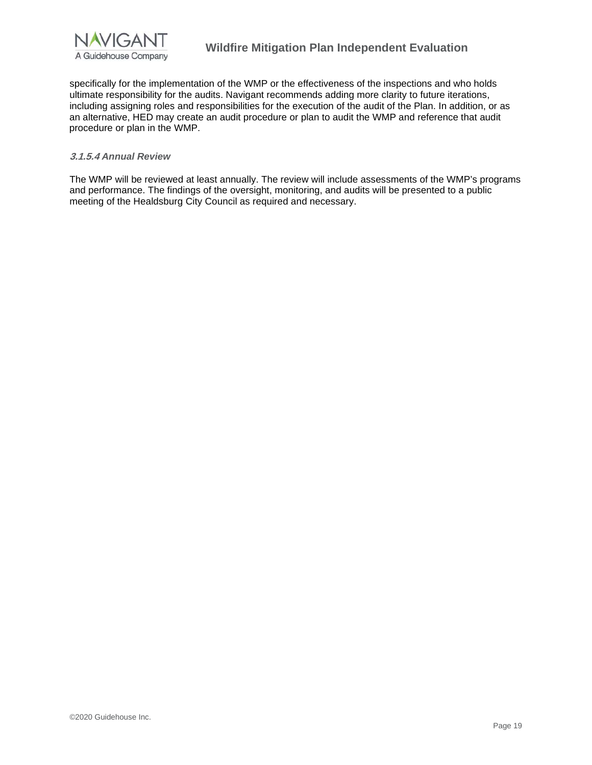specifically for the implementation of the WMP or the effectiveness of the inspections and who holds ultimate responsibility for the audits. Navigant recommends adding more clarity to future iterations, including assigning roles and responsibilities for the execution of the audit of the Plan. In addition, or as an alternative, HED may create an audit procedure or plan to audit the WMP and reference that audit procedure or plan in the WMP.

#### *3.1.5.4 Annual Review*

The WMP will be reviewed at least annually. The review will include assessments of the WMP's programs and performance. The findings of the oversight, monitoring, and audits will be presented to a public meeting of the Healdsburg City Council as required and necessary.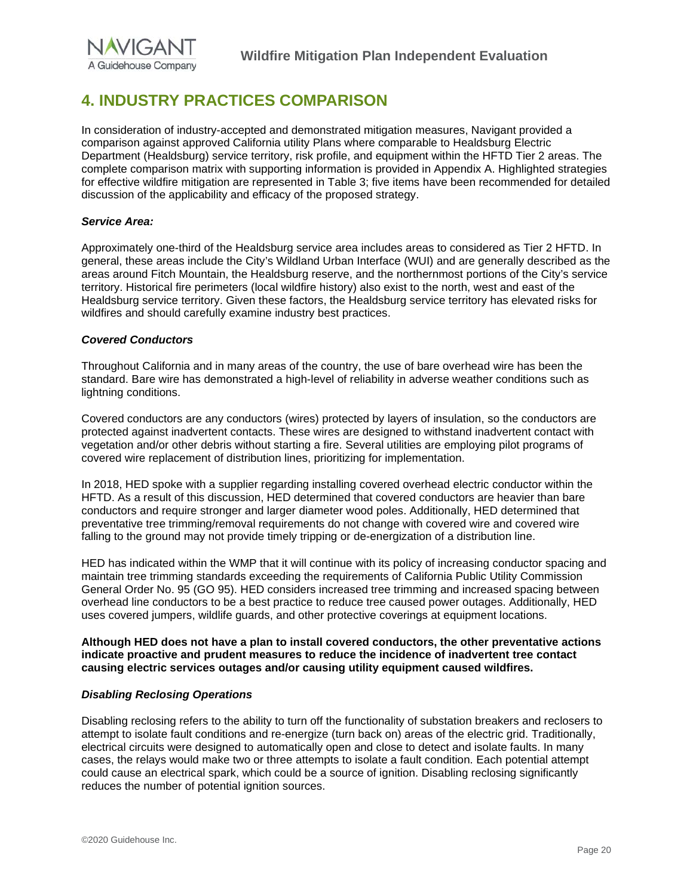# 4. INDUSTRY PRACTICES COMPARISON

In consideration of industry-accepted and demonstrated mitigation measures, Navigant provided a comparison against approved California utility Plans where comparable to Healdsburg Electric Department (Healdsburg) service territory, risk profile, and equipment within the HFTD Tier 2 areas. The complete comparison matrix with supporting information is provided in Appendix A. Highlighted strategies for effective wildfire mitigation are represented in Table 3; five items have been recommended for detailed discussion of the applicability and efficacy of the proposed strategy.

***Service Area:***

Approximately one-third of the Healdsburg service area includes areas to considered as Tier 2 HFTD. In general, these areas include the City's Wildland Urban Interface (WUI) and are generally described as the areas around Fitch Mountain, the Healdsburg reserve, and the northernmost portions of the City's service territory. Historical fire perimeters (local wildfire history) also exist to the north, west and east of the Healdsburg service territory. Given these factors, the Healdsburg service territory has elevated risks for wildfires and should carefully examine industry best practices.

***Covered Conductors***

Throughout California and in many areas of the country, the use of bare overhead wire has been the standard. Bare wire has demonstrated a high-level of reliability in adverse weather conditions such as lightning conditions.

Covered conductors are any conductors (wires) protected by layers of insulation, so the conductors are protected against inadvertent contacts. These wires are designed to withstand inadvertent contact with vegetation and/or other debris without starting a fire. Several utilities are employing pilot programs of covered wire replacement of distribution lines, prioritizing for implementation.

In 2018, HED spoke with a supplier regarding installing covered overhead electric conductor within the HFTD. As a result of this discussion, HED determined that covered conductors are heavier than bare conductors and require stronger and larger diameter wood poles. Additionally, HED determined that preventative tree trimming/removal requirements do not change with covered wire and covered wire falling to the ground may not provide timely tripping or de-energization of a distribution line.

HED has indicated within the WMP that it will continue with its policy of increasing conductor spacing and maintain tree trimming standards exceeding the requirements of California Public Utility Commission General Order No. 95 (GO 95). HED considers increased tree trimming and increased spacing between overhead line conductors to be a best practice to reduce tree caused power outages. Additionally, HED uses covered jumpers, wildlife guards, and other protective coverings at equipment locations.

**Although HED does not have a plan to install covered conductors, the other preventative actions indicate proactive and prudent measures to reduce the incidence of inadvertent tree contact causing electric services outages and/or causing utility equipment caused wildfires.**

***Disabling Reclosing Operations***

Disabling reclosing refers to the ability to turn off the functionality of substation breakers and reclosers to attempt to isolate fault conditions and re-energize (turn back on) areas of the electric grid. Traditionally, electrical circuits were designed to automatically open and close to detect and isolate faults. In many cases, the relays would make two or three attempts to isolate a fault condition. Each potential attempt could cause an electrical spark, which could be a source of ignition. Disabling reclosing significantly reduces the number of potential ignition sources.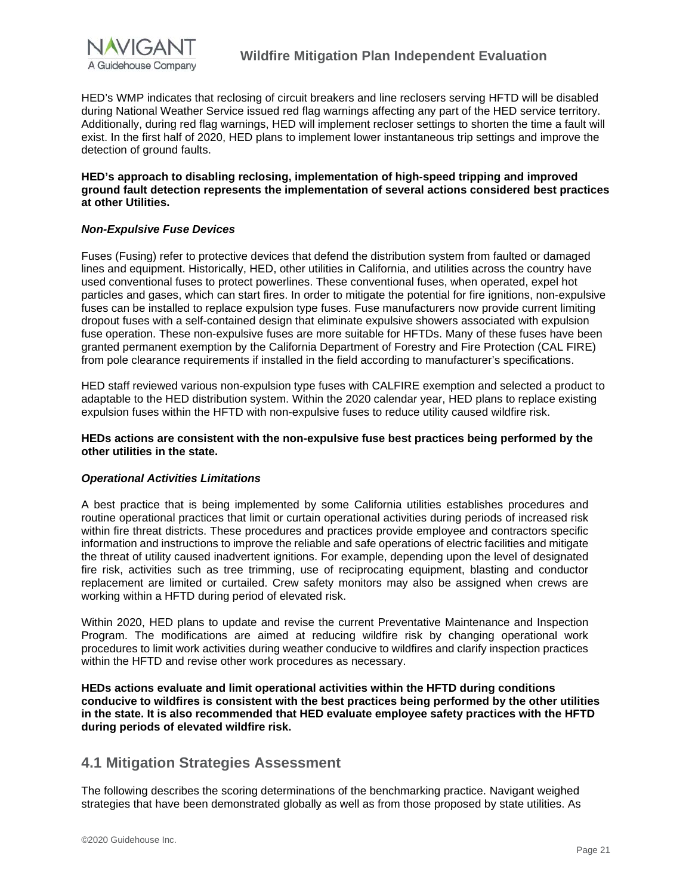HED's WMP indicates that reclosing of circuit breakers and line reclosers serving HFTD will be disabled during National Weather Service issued red flag warnings affecting any part of the HED service territory. Additionally, during red flag warnings, HED will implement recloser settings to shorten the time a fault will exist. In the first half of 2020, HED plans to implement lower instantaneous trip settings and improve the detection of ground faults.

**HED's approach to disabling reclosing, implementation of high-speed tripping and improved ground fault detection represents the implementation of several actions considered best practices at other Utilities.**

***Non-Expulsive Fuse Devices***

Fuses (Fusing) refer to protective devices that defend the distribution system from faulted or damaged lines and equipment. Historically, HED, other utilities in California, and utilities across the country have used conventional fuses to protect powerlines. These conventional fuses, when operated, expel hot particles and gases, which can start fires. In order to mitigate the potential for fire ignitions, non-expulsive fuses can be installed to replace expulsion type fuses. Fuse manufacturers now provide current limiting dropout fuses with a self-contained design that eliminate expulsive showers associated with expulsion fuse operation. These non-expulsive fuses are more suitable for HFTDs. Many of these fuses have been granted permanent exemption by the California Department of Forestry and Fire Protection (CAL FIRE) from pole clearance requirements if installed in the field according to manufacturer's specifications.

HED staff reviewed various non-expulsion type fuses with CALFIRE exemption and selected a product to adaptable to the HED distribution system. Within the 2020 calendar year, HED plans to replace existing expulsion fuses within the HFTD with non-expulsive fuses to reduce utility caused wildfire risk.

**HEDs actions are consistent with the non-expulsive fuse best practices being performed by the other utilities in the state.**

***Operational Activities Limitations***

A best practice that is being implemented by some California utilities establishes procedures and routine operational practices that limit or curtain operational activities during periods of increased risk within fire threat districts. These procedures and practices provide employee and contractors specific information and instructions to improve the reliable and safe operations of electric facilities and mitigate the threat of utility caused inadvertent ignitions. For example, depending upon the level of designated fire risk, activities such as tree trimming, use of reciprocating equipment, blasting and conductor replacement are limited or curtailed. Crew safety monitors may also be assigned when crews are working within a HFTD during period of elevated risk.

Within 2020, HED plans to update and revise the current Preventative Maintenance and Inspection Program. The modifications are aimed at reducing wildfire risk by changing operational work procedures to limit work activities during weather conducive to wildfires and clarify inspection practices within the HFTD and revise other work procedures as necessary.

**HEDs actions evaluate and limit operational activities within the HFTD during conditions conducive to wildfires is consistent with the best practices being performed by the other utilities in the state. It is also recommended that HED evaluate employee safety practices with the HFTD during periods of elevated wildfire risk.**

## 4.1 Mitigation Strategies Assessment

The following describes the scoring determinations of the benchmarking practice. Navigant weighed strategies that have been demonstrated globally as well as from those proposed by state utilities. As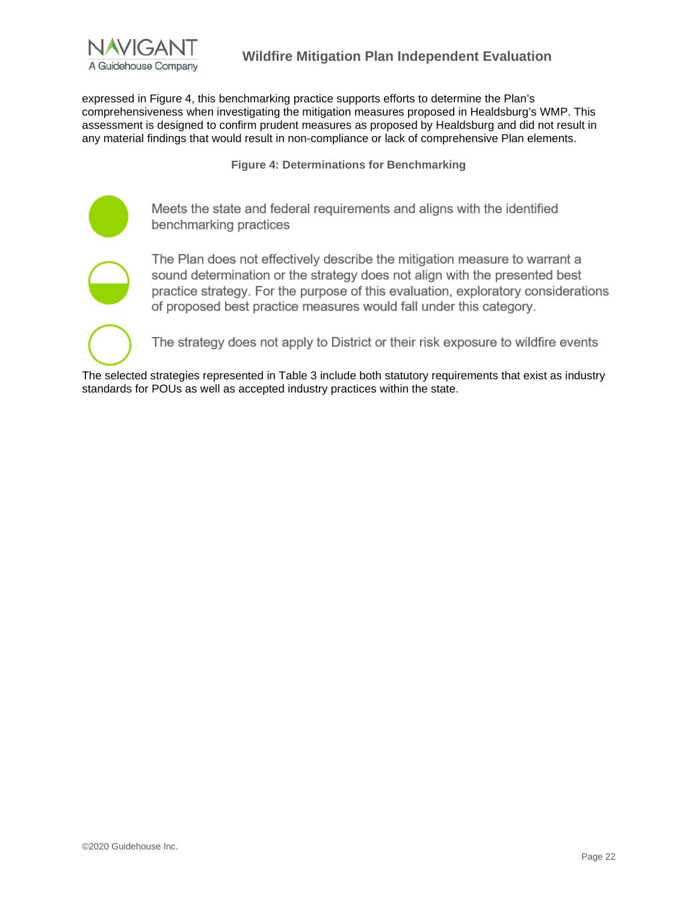expressed in Figure 4, this benchmarking practice supports efforts to determine the Plan's comprehensiveness when investigating the mitigation measures proposed in Healdsburg's WMP. This assessment is designed to confirm prudent measures as proposed by Healdsburg and did not result in any material findings that would result in non-compliance or lack of comprehensive Plan elements.

**Figure 4: Determinations for Benchmarking**

| Symbol | Determination |
| --- | --- |
| Full circle | Meets the state and federal requirements and aligns with the identified benchmarking practices |
| Half circle | The Plan does not effectively describe the mitigation measure to warrant a sound determination or the strategy does not align with the presented best practice strategy. For the purpose of this evaluation, exploratory considerations of proposed best practice measures would fall under this category. |
| Empty circle | The strategy does not apply to District or their risk exposure to wildfire events |

The selected strategies represented in Table 3 include both statutory requirements that exist as industry standards for POUs as well as accepted industry practices within the state.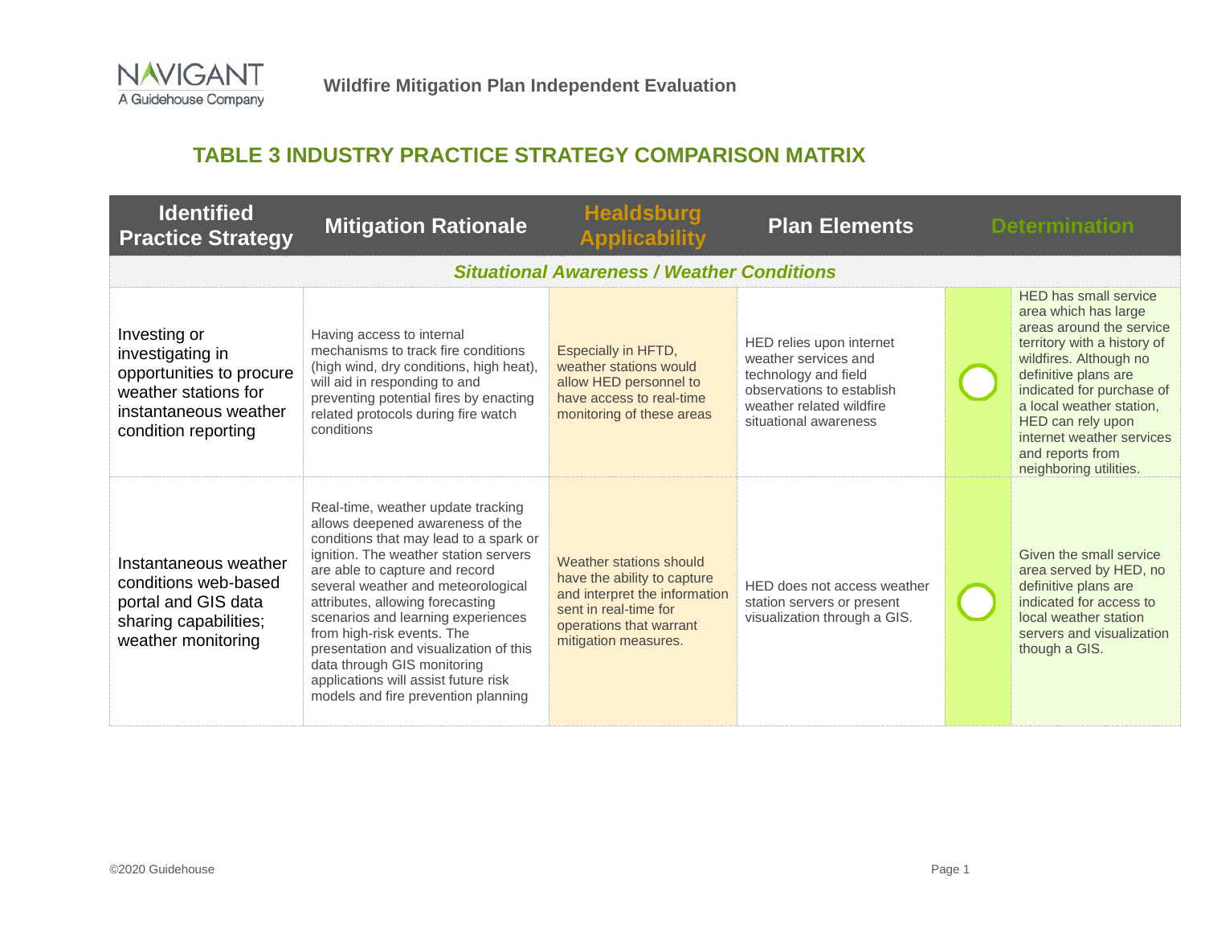## TABLE 3 INDUSTRY PRACTICE STRATEGY COMPARISON MATRIX

| Identified Practice Strategy | Mitigation Rationale | Healdsburg Applicability | Plan Elements | Determination | |
|---|---|---|---|---|---|
| ***Situational Awareness / Weather Conditions*** | | | | | |
| Investing or investigating in opportunities to procure weather stations for instantaneous weather condition reporting | Having access to internal mechanisms to track fire conditions (high wind, dry conditions, high heat), will aid in responding to and preventing potential fires by enacting related protocols during fire watch conditions | Especially in HFTD, weather stations would allow HED personnel to have access to real-time monitoring of these areas | HED relies upon internet weather services and technology and field observations to establish weather related wildfire situational awareness | ○ | HED has small service area which has large areas around the service territory with a history of wildfires. Although no definitive plans are indicated for purchase of a local weather station, HED can rely upon internet weather services and reports from neighboring utilities. |
| Instantaneous weather conditions web-based portal and GIS data sharing capabilities; weather monitoring | Real-time, weather update tracking allows deepened awareness of the conditions that may lead to a spark or ignition. The weather station servers are able to capture and record several weather and meteorological attributes, allowing forecasting scenarios and learning experiences from high-risk events. The presentation and visualization of this data through GIS monitoring applications will assist future risk models and fire prevention planning | Weather stations should have the ability to capture and interpret the information sent in real-time for operations that warrant mitigation measures. | HED does not access weather station servers or present visualization through a GIS. | ○ | Given the small service area served by HED, no definitive plans are indicated for access to local weather station servers and visualization though a GIS. |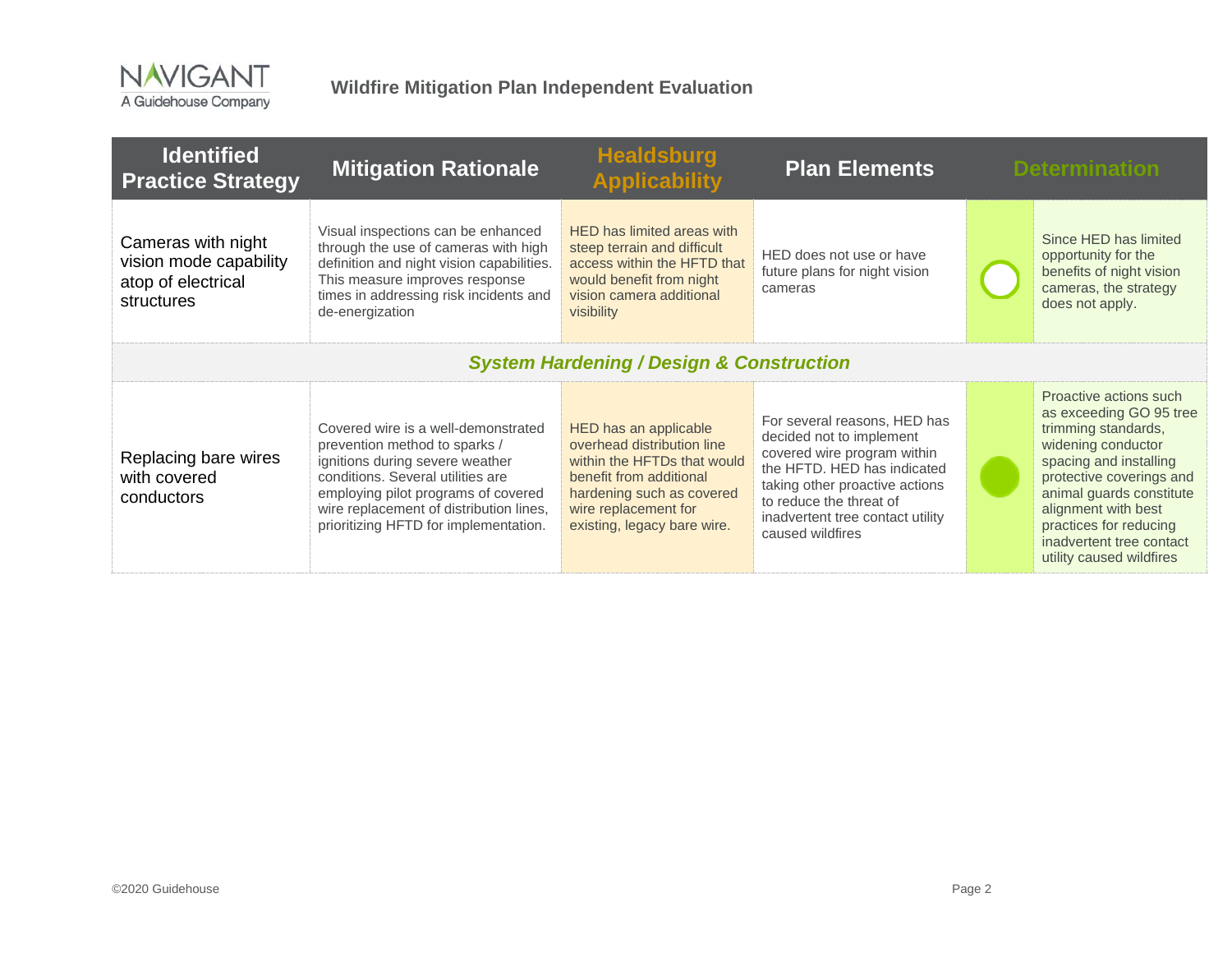| Identified Practice Strategy | Mitigation Rationale | Healdsburg Applicability | Plan Elements | Determination | |
|---|---|---|---|---|---|
| Cameras with night vision mode capability atop of electrical structures | Visual inspections can be enhanced through the use of cameras with high definition and night vision capabilities. This measure improves response times in addressing risk incidents and de-energization | HED has limited areas with steep terrain and difficult access within the HFTD that would benefit from night vision camera additional visibility | HED does not use or have future plans for night vision cameras | ○ | Since HED has limited opportunity for the benefits of night vision cameras, the strategy does not apply. |
| ***System Hardening / Design & Construction*** | | | | | |
| Replacing bare wires with covered conductors | Covered wire is a well-demonstrated prevention method to sparks / ignitions during severe weather conditions. Several utilities are employing pilot programs of covered wire replacement of distribution lines, prioritizing HFTD for implementation. | HED has an applicable overhead distribution line within the HFTDs that would benefit from additional hardening such as covered wire replacement for existing, legacy bare wire. | For several reasons, HED has decided not to implement covered wire program within the HFTD. HED has indicated taking other proactive actions to reduce the threat of inadvertent tree contact utility caused wildfires | ● | Proactive actions such as exceeding GO 95 tree trimming standards, widening conductor spacing and installing protective coverings and animal guards constitute alignment with best practices for reducing inadvertent tree contact utility caused wildfires |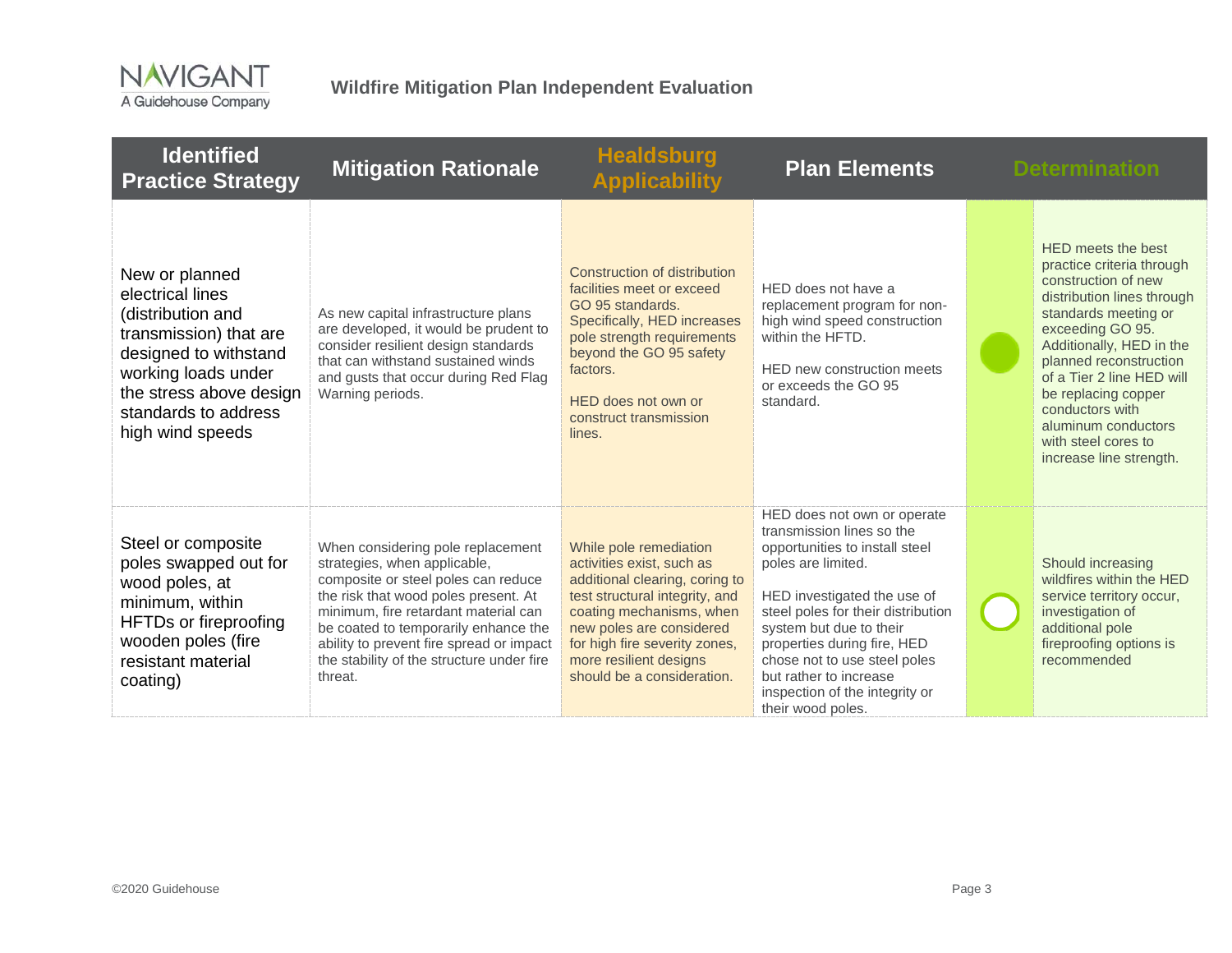| Identified Practice Strategy | Mitigation Rationale | Healdsburg Applicability | Plan Elements | Determination | |
|---|---|---|---|---|---|
| New or planned electrical lines (distribution and transmission) that are designed to withstand working loads under the stress above design standards to address high wind speeds | As new capital infrastructure plans are developed, it would be prudent to consider resilient design standards that can withstand sustained winds and gusts that occur during Red Flag Warning periods. | Construction of distribution facilities meet or exceed GO 95 standards. Specifically, HED increases pole strength requirements beyond the GO 95 safety factors.<br><br>HED does not own or construct transmission lines. | HED does not have a replacement program for non-high wind speed construction within the HFTD.<br><br>HED new construction meets or exceeds the GO 95 standard. | ● | HED meets the best practice criteria through construction of new distribution lines through standards meeting or exceeding GO 95. Additionally, HED in the planned reconstruction of a Tier 2 line HED will be replacing copper conductors with aluminum conductors with steel cores to increase line strength. |
| Steel or composite poles swapped out for wood poles, at minimum, within HFTDs or fireproofing wooden poles (fire resistant material coating) | When considering pole replacement strategies, when applicable, composite or steel poles can reduce the risk that wood poles present. At minimum, fire retardant material can be coated to temporarily enhance the ability to prevent fire spread or impact the stability of the structure under fire threat. | While pole remediation activities exist, such as additional clearing, coring to test structural integrity, and coating mechanisms, when new poles are considered for high fire severity zones, more resilient designs should be a consideration. | HED does not own or operate transmission lines so the opportunities to install steel poles are limited.<br><br>HED investigated the use of steel poles for their distribution system but due to their properties during fire, HED chose not to use steel poles but rather to increase inspection of the integrity or their wood poles. | ○ | Should increasing wildfires within the HED service territory occur, investigation of additional pole fireproofing options is recommended |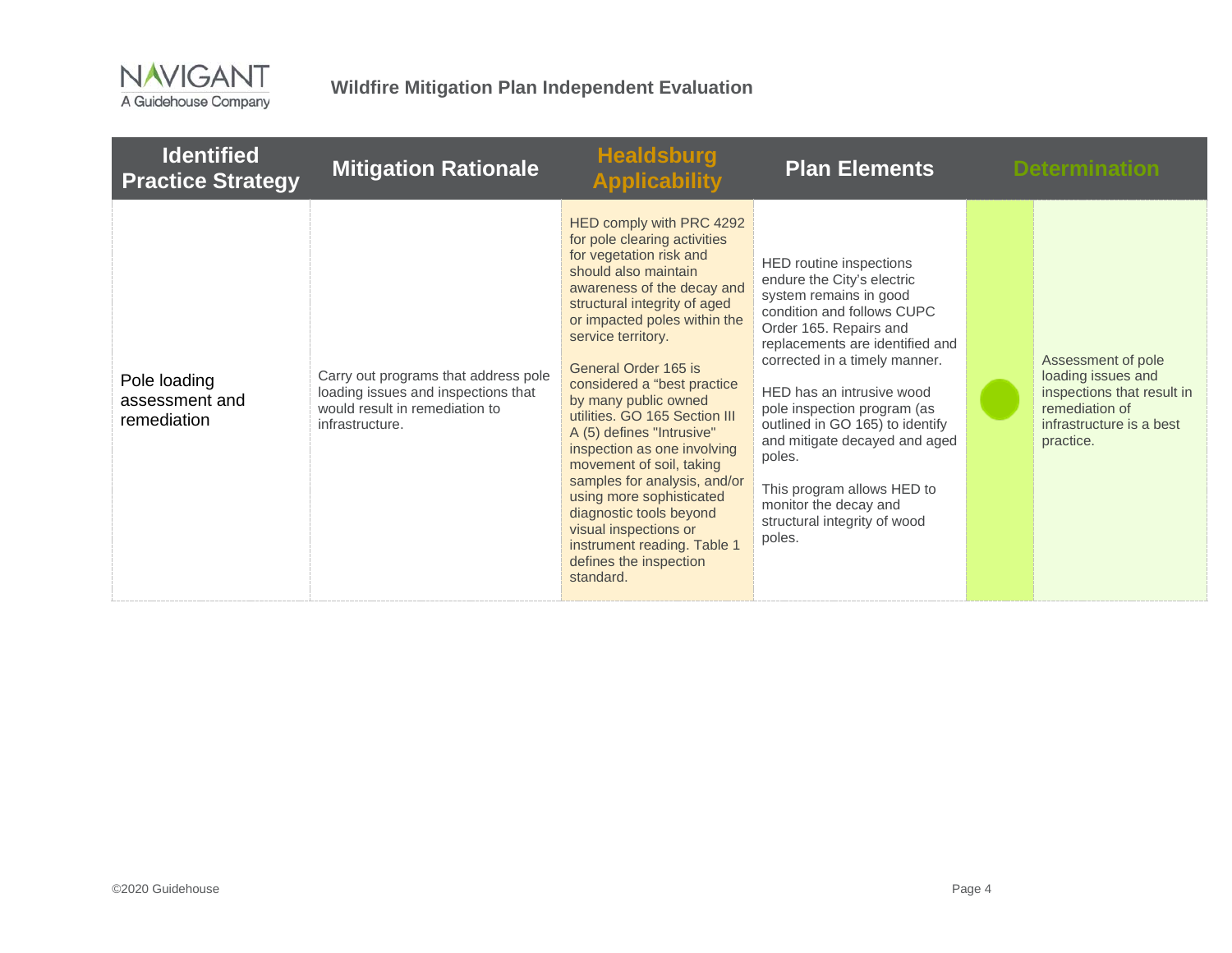| Identified Practice Strategy | Mitigation Rationale | Healdsburg Applicability | Plan Elements | Determination | |
|---|---|---|---|---|---|
| Pole loading assessment and remediation | Carry out programs that address pole loading issues and inspections that would result in remediation to infrastructure. | HED comply with PRC 4292 for pole clearing activities for vegetation risk and should also maintain awareness of the decay and structural integrity of aged or impacted poles within the service territory.<br><br>General Order 165 is considered a "best practice by many public owned utilities. GO 165 Section III A (5) defines "Intrusive" inspection as one involving movement of soil, taking samples for analysis, and/or using more sophisticated diagnostic tools beyond visual inspections or instrument reading. Table 1 defines the inspection standard. | HED routine inspections endure the City's electric system remains in good condition and follows CUPC Order 165. Repairs and replacements are identified and corrected in a timely manner.<br><br>HED has an intrusive wood pole inspection program (as outlined in GO 165) to identify and mitigate decayed and aged poles.<br><br>This program allows HED to monitor the decay and structural integrity of wood poles. | ● | Assessment of pole loading issues and inspections that result in remediation of infrastructure is a best practice. |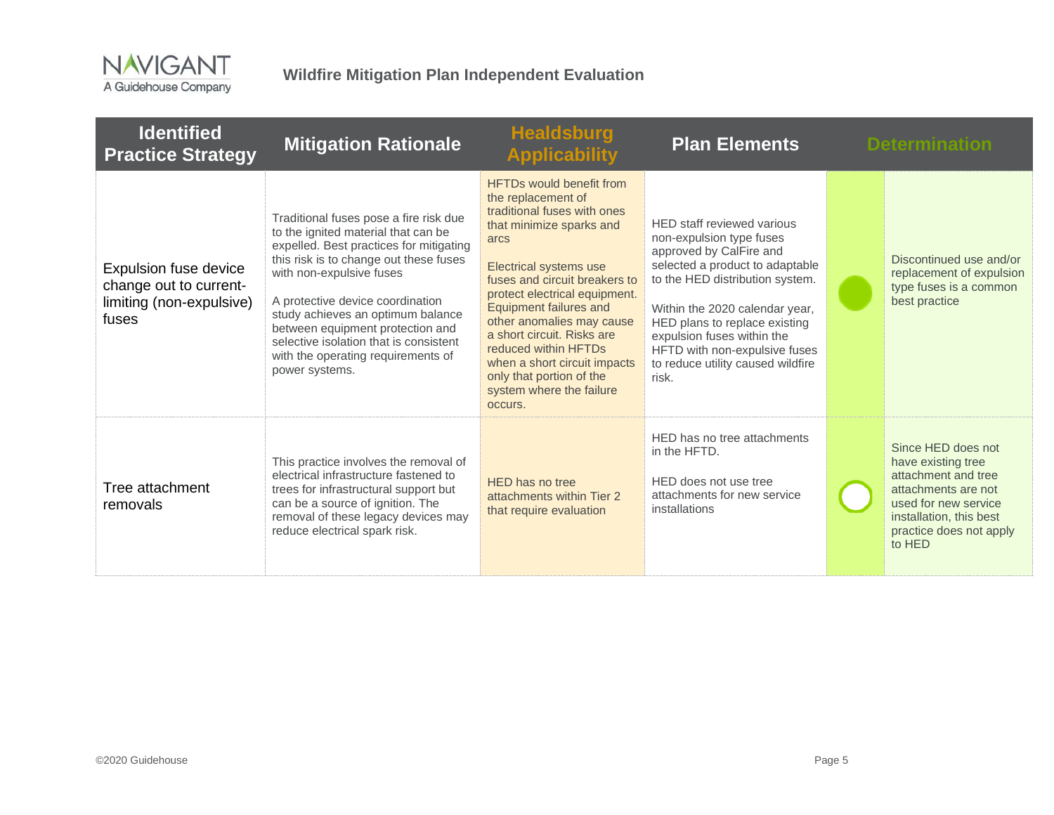| Identified Practice Strategy | Mitigation Rationale | Healdsburg Applicability | Plan Elements | Determination | |
|---|---|---|---|---|---|
| Expulsion fuse device change out to current-limiting (non-expulsive) fuses | Traditional fuses pose a fire risk due to the ignited material that can be expelled. Best practices for mitigating this risk is to change out these fuses with non-expulsive fuses<br><br>A protective device coordination study achieves an optimum balance between equipment protection and selective isolation that is consistent with the operating requirements of power systems. | HFTDs would benefit from the replacement of traditional fuses with ones that minimize sparks and arcs<br><br>Electrical systems use fuses and circuit breakers to protect electrical equipment. Equipment failures and other anomalies may cause a short circuit. Risks are reduced within HFTDs when a short circuit impacts only that portion of the system where the failure occurs. | HED staff reviewed various non-expulsion type fuses approved by CalFire and selected a product to adaptable to the HED distribution system.<br><br>Within the 2020 calendar year, HED plans to replace existing expulsion fuses within the HFTD with non-expulsive fuses to reduce utility caused wildfire risk. | ● | Discontinued use and/or replacement of expulsion type fuses is a common best practice |
| Tree attachment removals | This practice involves the removal of electrical infrastructure fastened to trees for infrastructural support but can be a source of ignition. The removal of these legacy devices may reduce electrical spark risk. | HED has no tree attachments within Tier 2 that require evaluation | HED has no tree attachments in the HFTD.<br><br>HED does not use tree attachments for new service installations | ○ | Since HED does not have existing tree attachment and tree attachments are not used for new service installation, this best practice does not apply to HED |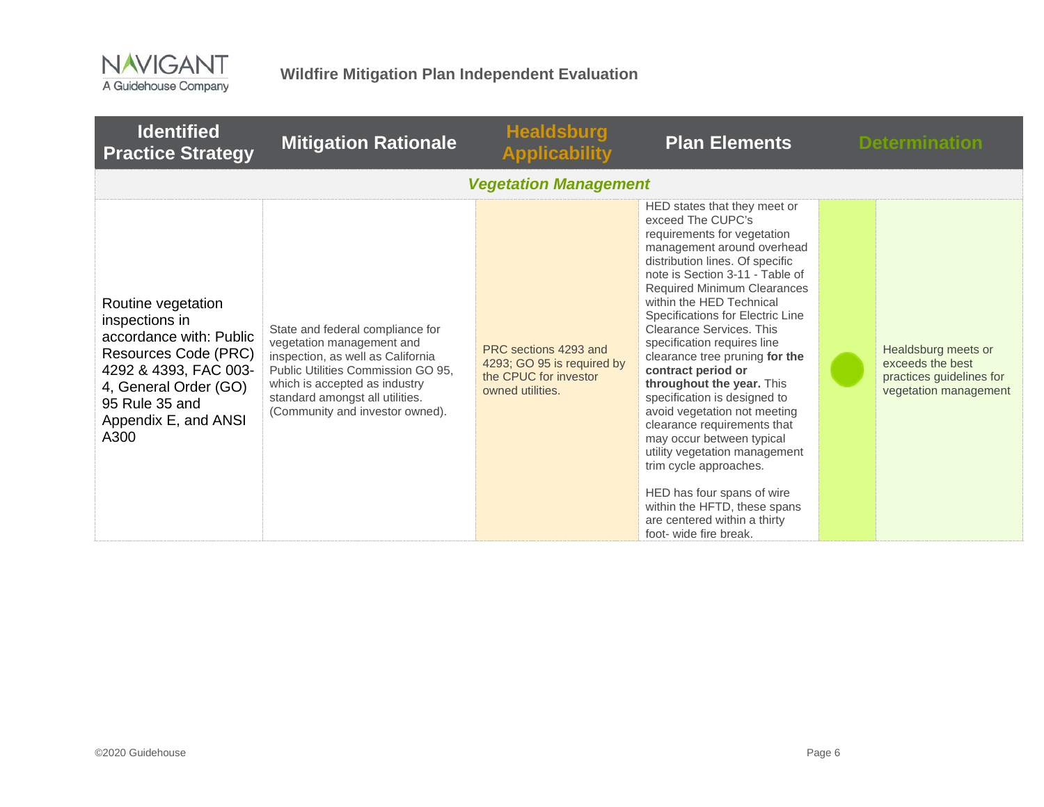| Identified Practice Strategy | Mitigation Rationale | Healdsburg Applicability | Plan Elements | Determination | |
|---|---|---|---|---|---|
| ***Vegetation Management*** | | | | | |
| Routine vegetation inspections in accordance with: Public Resources Code (PRC) 4292 & 4393, FAC 003-4, General Order (GO) 95 Rule 35 and Appendix E, and ANSI A300 | State and federal compliance for vegetation management and inspection, as well as California Public Utilities Commission GO 95, which is accepted as industry standard amongst all utilities. (Community and investor owned). | PRC sections 4293 and 4293; GO 95 is required by the CPUC for investor owned utilities. | HED states that they meet or exceed The CUPC's requirements for vegetation management around overhead distribution lines. Of specific note is Section 3-11 - Table of Required Minimum Clearances within the HED Technical Specifications for Electric Line Clearance Services. This specification requires line clearance tree pruning **for the contract period or throughout the year.** This specification is designed to avoid vegetation not meeting clearance requirements that may occur between typical utility vegetation management trim cycle approaches.<br><br>HED has four spans of wire within the HFTD, these spans are centered within a thirty foot- wide fire break. | ● | Healdsburg meets or exceeds the best practices guidelines for vegetation management |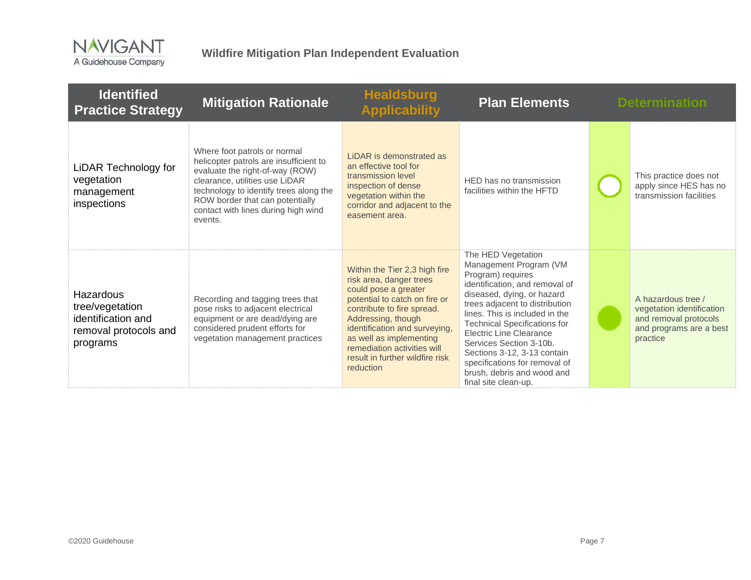| Identified Practice Strategy | Mitigation Rationale | Healdsburg Applicability | Plan Elements | Determination | |
|---|---|---|---|---|---|
| LiDAR Technology for vegetation management inspections | Where foot patrols or normal helicopter patrols are insufficient to evaluate the right-of-way (ROW) clearance, utilities use LiDAR technology to identify trees along the ROW border that can potentially contact with lines during high wind events. | LiDAR is demonstrated as an effective tool for transmission level inspection of dense vegetation within the corridor and adjacent to the easement area. | HED has no transmission facilities within the HFTD | ○ | This practice does not apply since HES has no transmission facilities |
| Hazardous tree/vegetation identification and removal protocols and programs | Recording and tagging trees that pose risks to adjacent electrical equipment or are dead/dying are considered prudent efforts for vegetation management practices | Within the Tier 2,3 high fire risk area, danger trees could pose a greater potential to catch on fire or contribute to fire spread. Addressing, though identification and surveying, as well as implementing remediation activities will result in further wildfire risk reduction | The HED Vegetation Management Program (VM Program) requires identification, and removal of diseased, dying, or hazard trees adjacent to distribution lines. This is included in the Technical Specifications for Electric Line Clearance Services Section 3-10b. Sections 3-12, 3-13 contain specifications for removal of brush, debris and wood and final site clean-up. | ● | A hazardous tree / vegetation identification and removal protocols and programs are a best practice |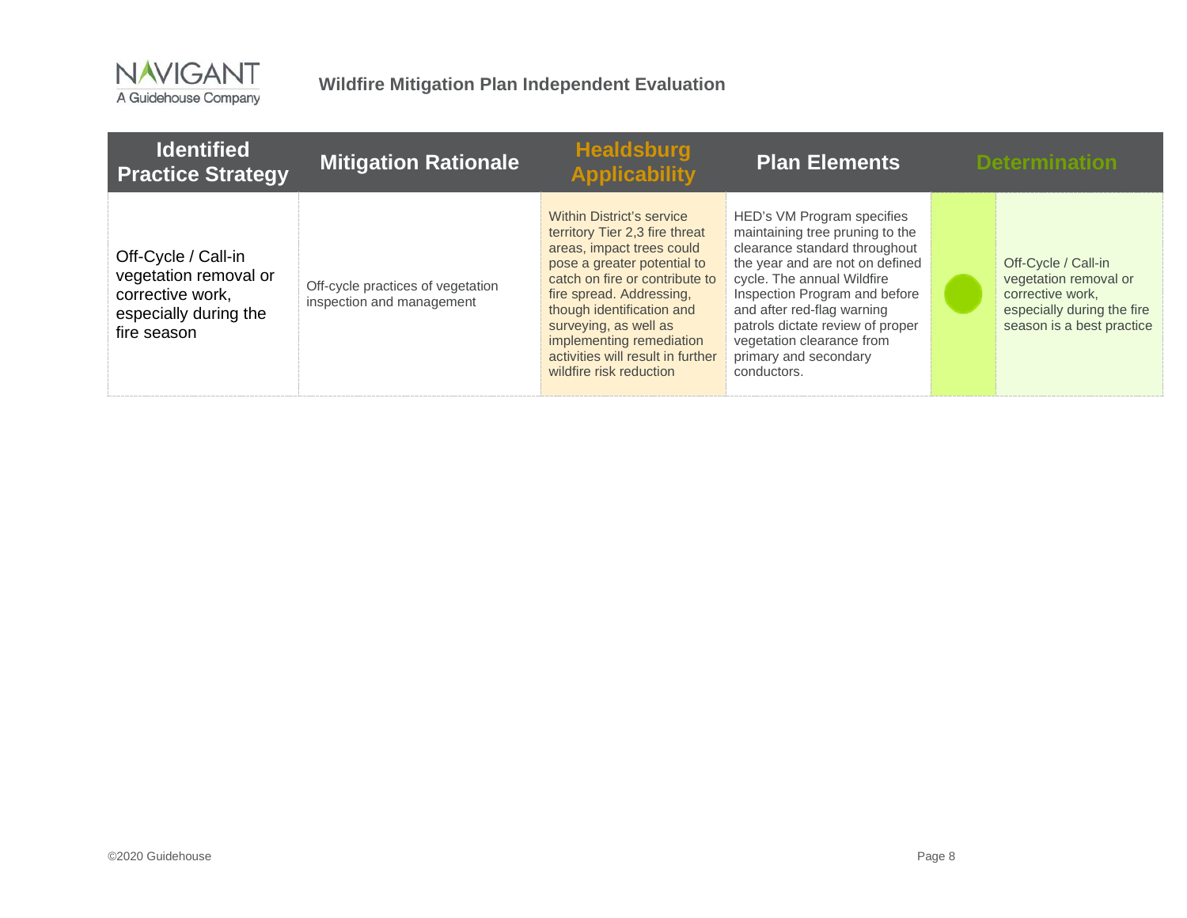| Identified Practice Strategy | Mitigation Rationale | Healdsburg Applicability | Plan Elements | Determination | |
|---|---|---|---|---|---|
| Off-Cycle / Call-in vegetation removal or corrective work, especially during the fire season | Off-cycle practices of vegetation inspection and management | Within District's service territory Tier 2,3 fire threat areas, impact trees could pose a greater potential to catch on fire or contribute to fire spread. Addressing, though identification and surveying, as well as implementing remediation activities will result in further wildfire risk reduction | HED's VM Program specifies maintaining tree pruning to the clearance standard throughout the year and are not on defined cycle. The annual Wildfire Inspection Program and before and after red-flag warning patrols dictate review of proper vegetation clearance from primary and secondary conductors. | ● | Off-Cycle / Call-in vegetation removal or corrective work, especially during the fire season is a best practice |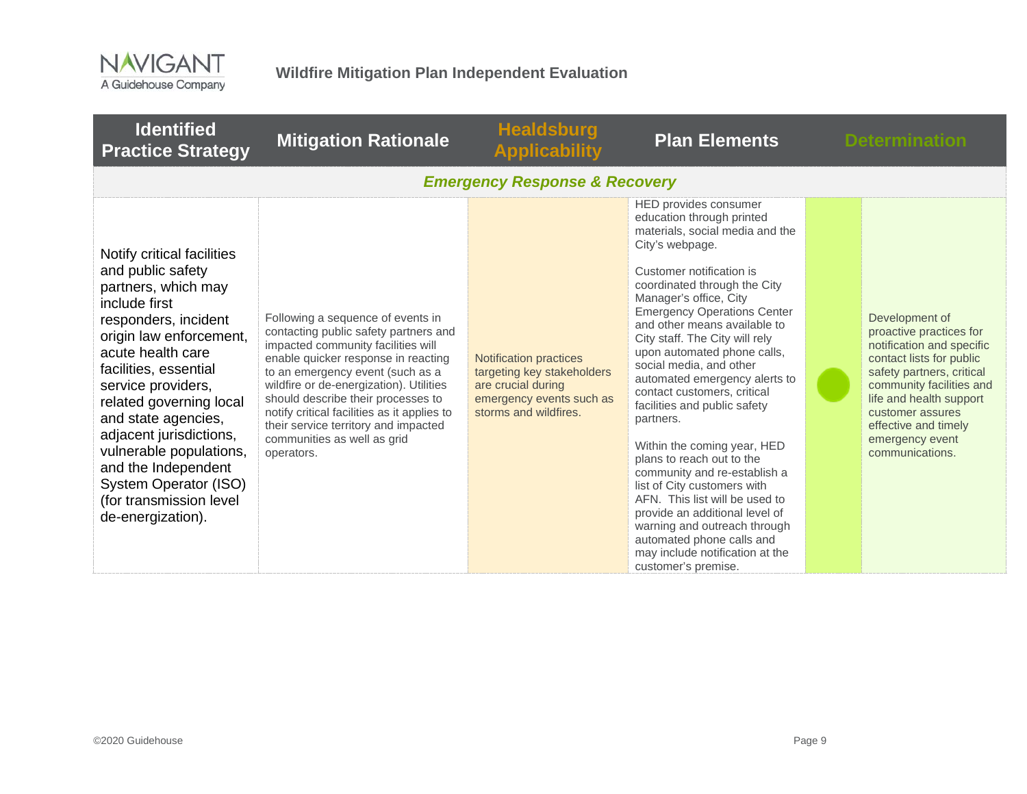| Identified Practice Strategy | Mitigation Rationale | Healdsburg Applicability | Plan Elements | Determination | |
|---|---|---|---|---|---|
| ***Emergency Response & Recovery*** | | | | | |
| Notify critical facilities and public safety partners, which may include first responders, incident origin law enforcement, acute health care facilities, essential service providers, related governing local and state agencies, adjacent jurisdictions, vulnerable populations, and the Independent System Operator (ISO) (for transmission level de-energization). | Following a sequence of events in contacting public safety partners and impacted community facilities will enable quicker response in reacting to an emergency event (such as a wildfire or de-energization). Utilities should describe their processes to notify critical facilities as it applies to their service territory and impacted communities as well as grid operators. | Notification practices targeting key stakeholders are crucial during emergency events such as storms and wildfires. | HED provides consumer education through printed materials, social media and the City's webpage.<br><br>Customer notification is coordinated through the City Manager's office, City Emergency Operations Center and other means available to City staff. The City will rely upon automated phone calls, social media, and other automated emergency alerts to contact customers, critical facilities and public safety partners.<br><br>Within the coming year, HED plans to reach out to the community and re-establish a list of City customers with AFN. This list will be used to provide an additional level of warning and outreach through automated phone calls and may include notification at the customer's premise. | ● | Development of proactive practices for notification and specific contact lists for public safety partners, critical community facilities and life and health support customer assures effective and timely emergency event communications. |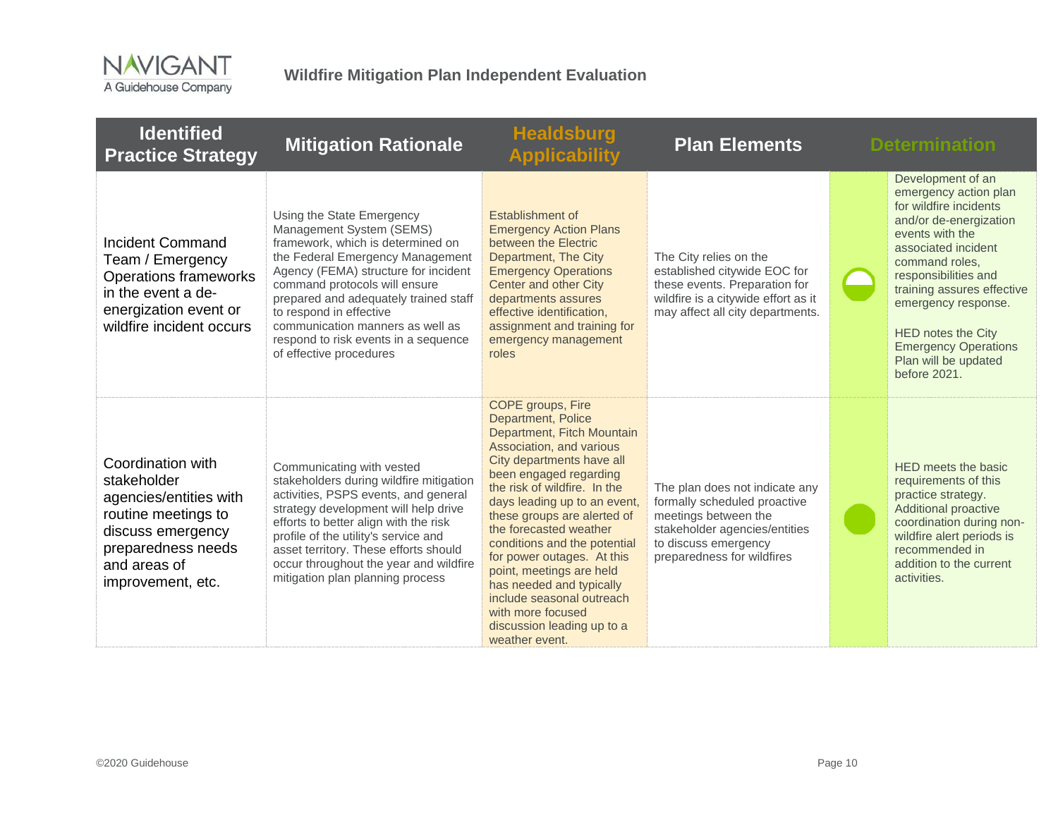| Identified Practice Strategy | Mitigation Rationale | Healdsburg Applicability | Plan Elements | Determination | |
|---|---|---|---|---|---|
| Incident Command Team / Emergency Operations frameworks in the event a de-energization event or wildfire incident occurs | Using the State Emergency Management System (SEMS) framework, which is determined on the Federal Emergency Management Agency (FEMA) structure for incident command protocols will ensure prepared and adequately trained staff to respond in effective communication manners as well as respond to risk events in a sequence of effective procedures | Establishment of Emergency Action Plans between the Electric Department, The City Emergency Operations Center and other City departments assures effective identification, assignment and training for emergency management roles | The City relies on the established citywide EOC for these events. Preparation for wildfire is a citywide effort as it may affect all city departments. | ◒ | Development of an emergency action plan for wildfire incidents and/or de-energization events with the associated incident command roles, responsibilities and training assures effective emergency response.<br><br>HED notes the City Emergency Operations Plan will be updated before 2021. |
| Coordination with stakeholder agencies/entities with routine meetings to discuss emergency preparedness needs and areas of improvement, etc. | Communicating with vested stakeholders during wildfire mitigation activities, PSPS events, and general strategy development will help drive efforts to better align with the risk profile of the utility's service and asset territory. These efforts should occur throughout the year and wildfire mitigation plan planning process | COPE groups, Fire Department, Police Department, Fitch Mountain Association, and various City departments have all been engaged regarding the risk of wildfire. In the days leading up to an event, these groups are alerted of the forecasted weather conditions and the potential for power outages. At this point, meetings are held has needed and typically include seasonal outreach with more focused discussion leading up to a weather event. | The plan does not indicate any formally scheduled proactive meetings between the stakeholder agencies/entities to discuss emergency preparedness for wildfires | ● | HED meets the basic requirements of this practice strategy. Additional proactive coordination during non-wildfire alert periods is recommended in addition to the current activities. |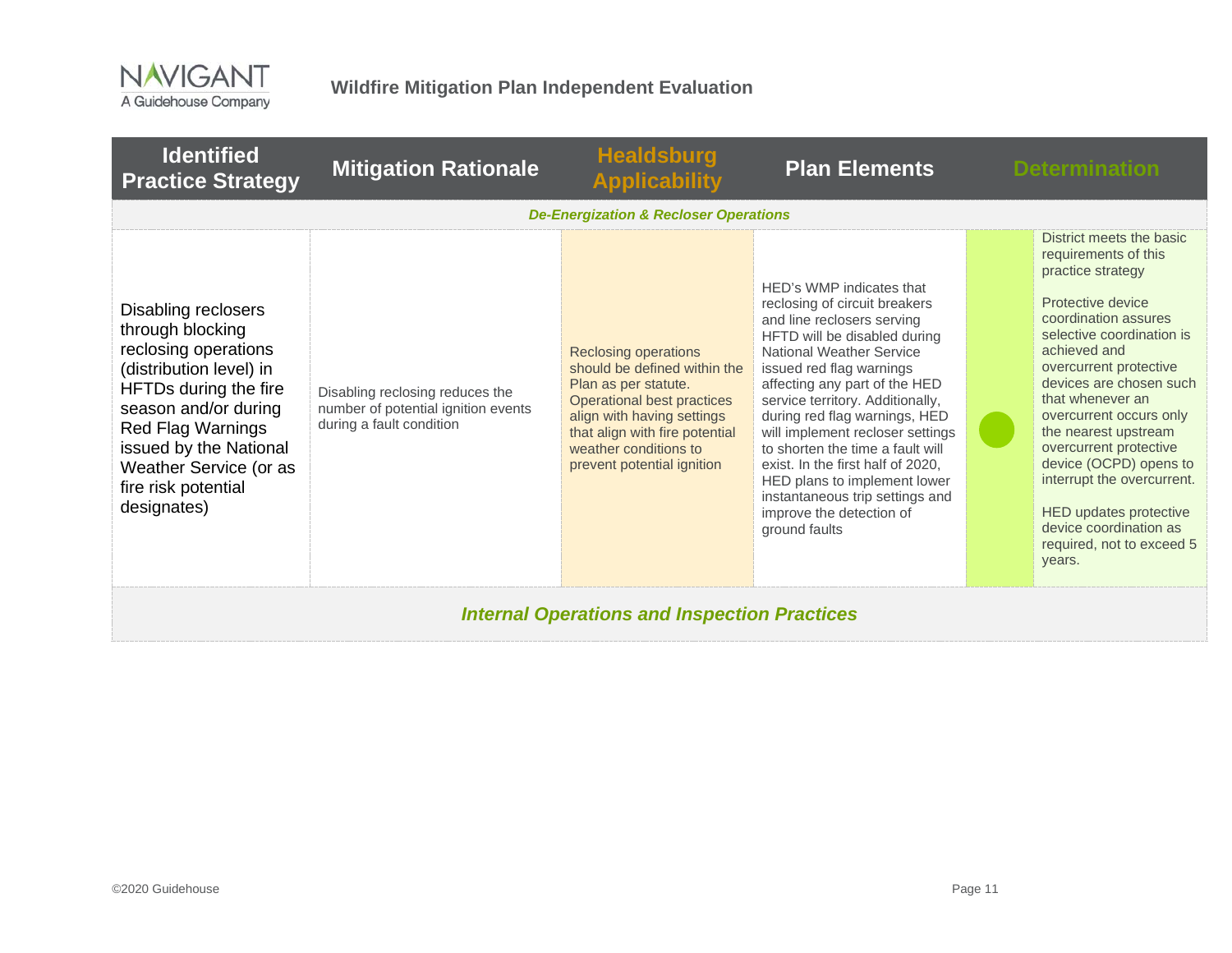| Identified Practice Strategy | Mitigation Rationale | Healdsburg Applicability | Plan Elements | Determination | |
|---|---|---|---|---|---|
| *De-Energization & Recloser Operations* | | | | | |
| Disabling reclosers through blocking reclosing operations (distribution level) in HFTDs during the fire season and/or during Red Flag Warnings issued by the National Weather Service (or as fire risk potential designates) | Disabling reclosing reduces the number of potential ignition events during a fault condition | Reclosing operations should be defined within the Plan as per statute. Operational best practices align with having settings that align with fire potential weather conditions to prevent potential ignition | HED's WMP indicates that reclosing of circuit breakers and line reclosers serving HFTD will be disabled during National Weather Service issued red flag warnings affecting any part of the HED service territory. Additionally, during red flag warnings, HED will implement recloser settings to shorten the time a fault will exist. In the first half of 2020, HED plans to implement lower instantaneous trip settings and improve the detection of ground faults | ● | District meets the basic requirements of this practice strategy<br><br>Protective device coordination assures selective coordination is achieved and overcurrent protective devices are chosen such that whenever an overcurrent occurs only the nearest upstream overcurrent protective device (OCPD) opens to interrupt the overcurrent.<br><br>HED updates protective device coordination as required, not to exceed 5 years. |
| ***Internal Operations and Inspection Practices*** | | | | | |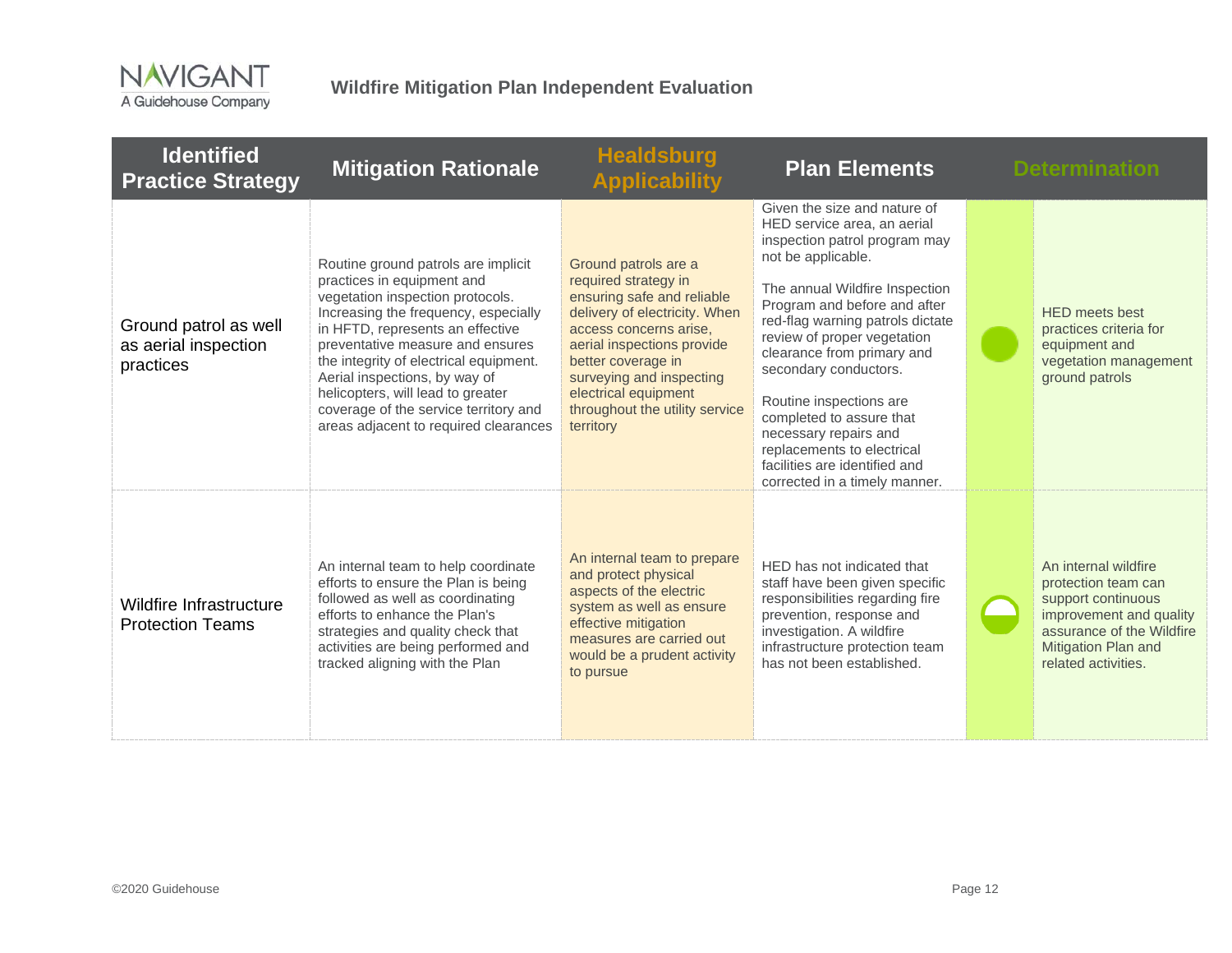| Identified Practice Strategy | Mitigation Rationale | Healdsburg Applicability | Plan Elements | Determination | |
|---|---|---|---|---|---|
| Ground patrol as well as aerial inspection practices | Routine ground patrols are implicit practices in equipment and vegetation inspection protocols. Increasing the frequency, especially in HFTD, represents an effective preventative measure and ensures the integrity of electrical equipment. Aerial inspections, by way of helicopters, will lead to greater coverage of the service territory and areas adjacent to required clearances | Ground patrols are a required strategy in ensuring safe and reliable delivery of electricity. When access concerns arise, aerial inspections provide better coverage in surveying and inspecting electrical equipment throughout the utility service territory | Given the size and nature of HED service area, an aerial inspection patrol program may not be applicable.<br><br>The annual Wildfire Inspection Program and before and after red-flag warning patrols dictate review of proper vegetation clearance from primary and secondary conductors.<br><br>Routine inspections are completed to assure that necessary repairs and replacements to electrical facilities are identified and corrected in a timely manner. | ● | HED meets best practices criteria for equipment and vegetation management ground patrols |
| Wildfire Infrastructure Protection Teams | An internal team to help coordinate efforts to ensure the Plan is being followed as well as coordinating efforts to enhance the Plan's strategies and quality check that activities are being performed and tracked aligning with the Plan | An internal team to prepare and protect physical aspects of the electric system as well as ensure effective mitigation measures are carried out would be a prudent activity to pursue | HED has not indicated that staff have been given specific responsibilities regarding fire prevention, response and investigation. A wildfire infrastructure protection team has not been established. | ◓ | An internal wildfire protection team can support continuous improvement and quality assurance of the Wildfire Mitigation Plan and related activities. |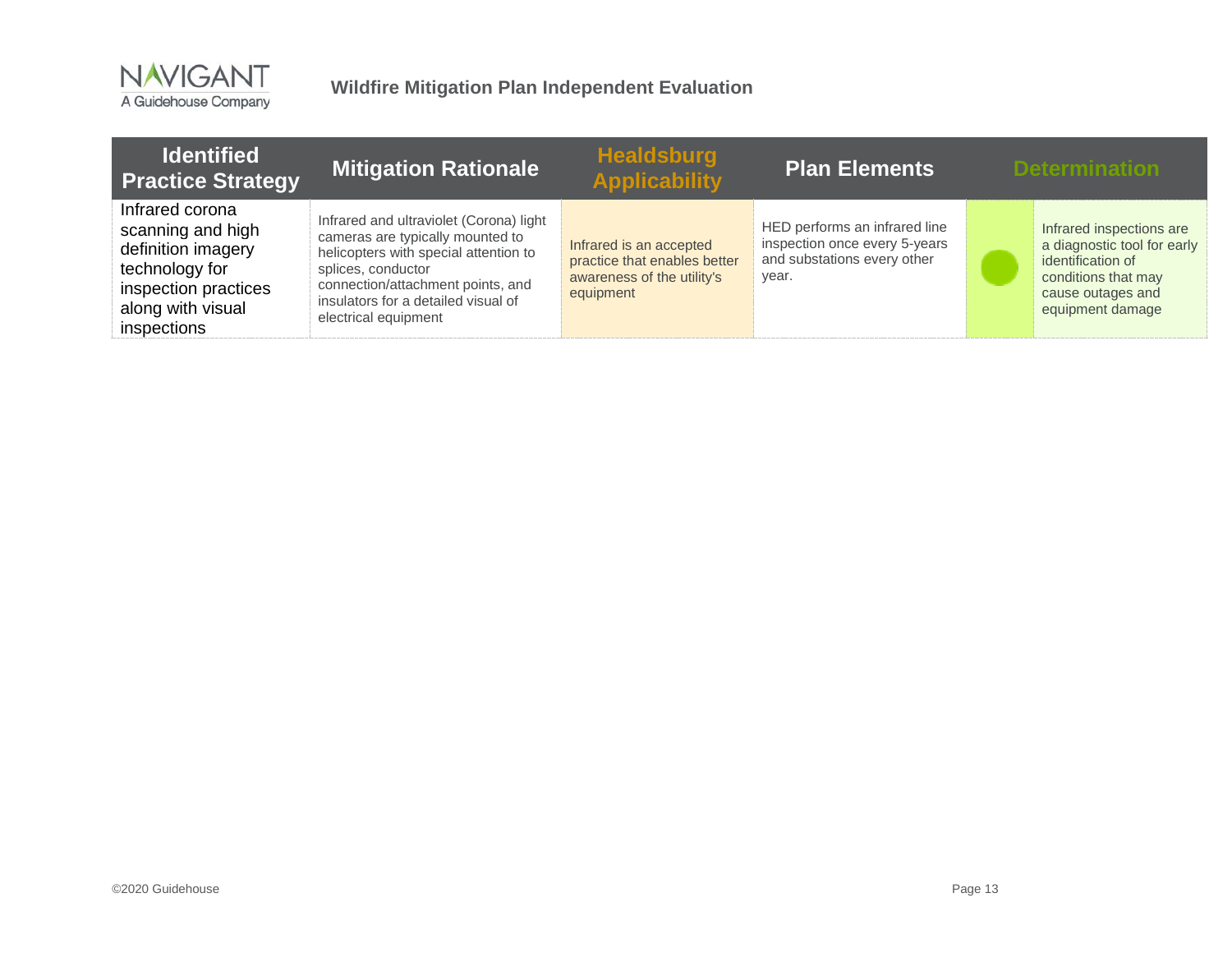| Identified Practice Strategy | Mitigation Rationale | Healdsburg Applicability | Plan Elements | Determination | |
|---|---|---|---|---|---|
| Infrared corona scanning and high definition imagery technology for inspection practices along with visual inspections | Infrared and ultraviolet (Corona) light cameras are typically mounted to helicopters with special attention to splices, conductor connection/attachment points, and insulators for a detailed visual of electrical equipment | Infrared is an accepted practice that enables better awareness of the utility's equipment | HED performs an infrared line inspection once every 5-years and substations every other year. | ● | Infrared inspections are a diagnostic tool for early identification of conditions that may cause outages and equipment damage |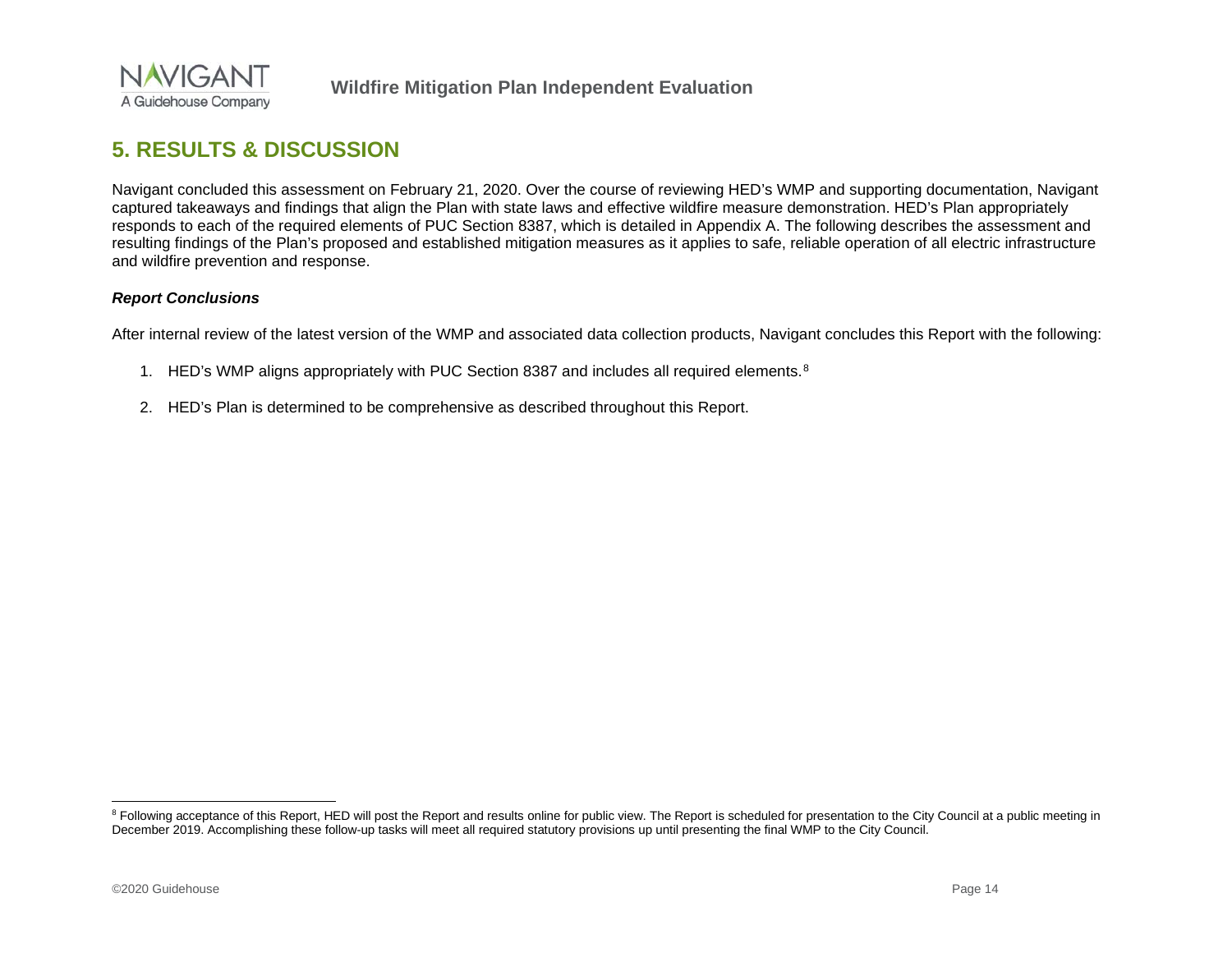## 5. RESULTS & DISCUSSION

Navigant concluded this assessment on February 21, 2020. Over the course of reviewing HED's WMP and supporting documentation, Navigant captured takeaways and findings that align the Plan with state laws and effective wildfire measure demonstration. HED's Plan appropriately responds to each of the required elements of PUC Section 8387, which is detailed in Appendix A. The following describes the assessment and resulting findings of the Plan's proposed and established mitigation measures as it applies to safe, reliable operation of all electric infrastructure and wildfire prevention and response.

***Report Conclusions***

After internal review of the latest version of the WMP and associated data collection products, Navigant concludes this Report with the following:

1. HED's WMP aligns appropriately with PUC Section 8387 and includes all required elements.[8]
2. HED's Plan is determined to be comprehensive as described throughout this Report.

---

[8] Following acceptance of this Report, HED will post the Report and results online for public view. The Report is scheduled for presentation to the City Council at a public meeting in December 2019. Accomplishing these follow-up tasks will meet all required statutory provisions up until presenting the final WMP to the City Council.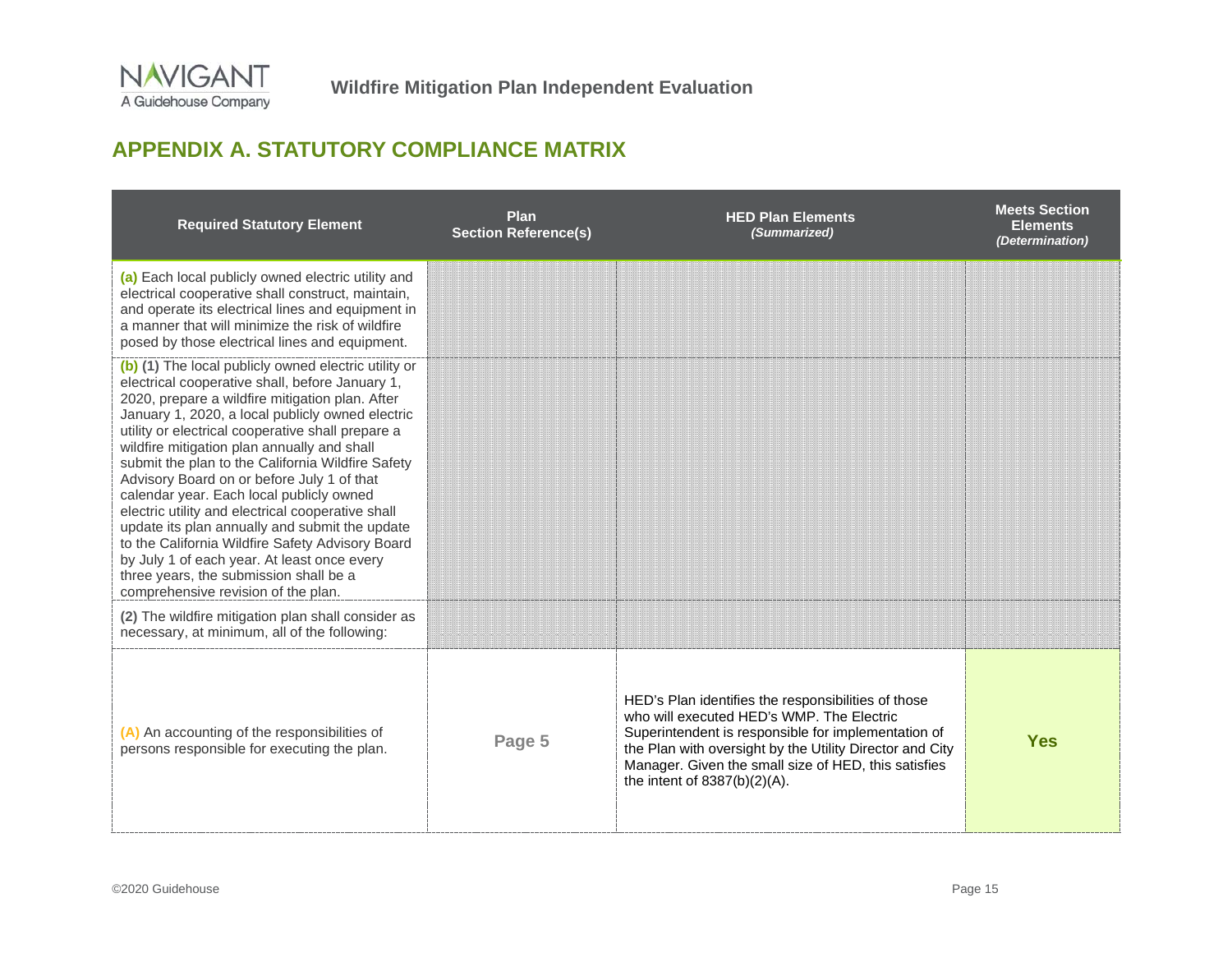# APPENDIX A. STATUTORY COMPLIANCE MATRIX

| Required Statutory Element | Plan Section Reference(s) | HED Plan Elements *(Summarized)* | Meets Section Elements *(Determination)* |
|---|---|---|---|
| **(a)** Each local publicly owned electric utility and electrical cooperative shall construct, maintain, and operate its electrical lines and equipment in a manner that will minimize the risk of wildfire posed by those electrical lines and equipment. | | | |
| **(b)** **(1)** The local publicly owned electric utility or electrical cooperative shall, before January 1, 2020, prepare a wildfire mitigation plan. After January 1, 2020, a local publicly owned electric utility or electrical cooperative shall prepare a wildfire mitigation plan annually and shall submit the plan to the California Wildfire Safety Advisory Board on or before July 1 of that calendar year. Each local publicly owned electric utility and electrical cooperative shall update its plan annually and submit the update to the California Wildfire Safety Advisory Board by July 1 of each year. At least once every three years, the submission shall be a comprehensive revision of the plan. | | | |
| **(2)** The wildfire mitigation plan shall consider as necessary, at minimum, all of the following: | | | |
| **(A)** An accounting of the responsibilities of persons responsible for executing the plan. | **Page 5** | HED's Plan identifies the responsibilities of those who will executed HED's WMP. The Electric Superintendent is responsible for implementation of the Plan with oversight by the Utility Director and City Manager. Given the small size of HED, this satisfies the intent of 8387(b)(2)(A). | **Yes** |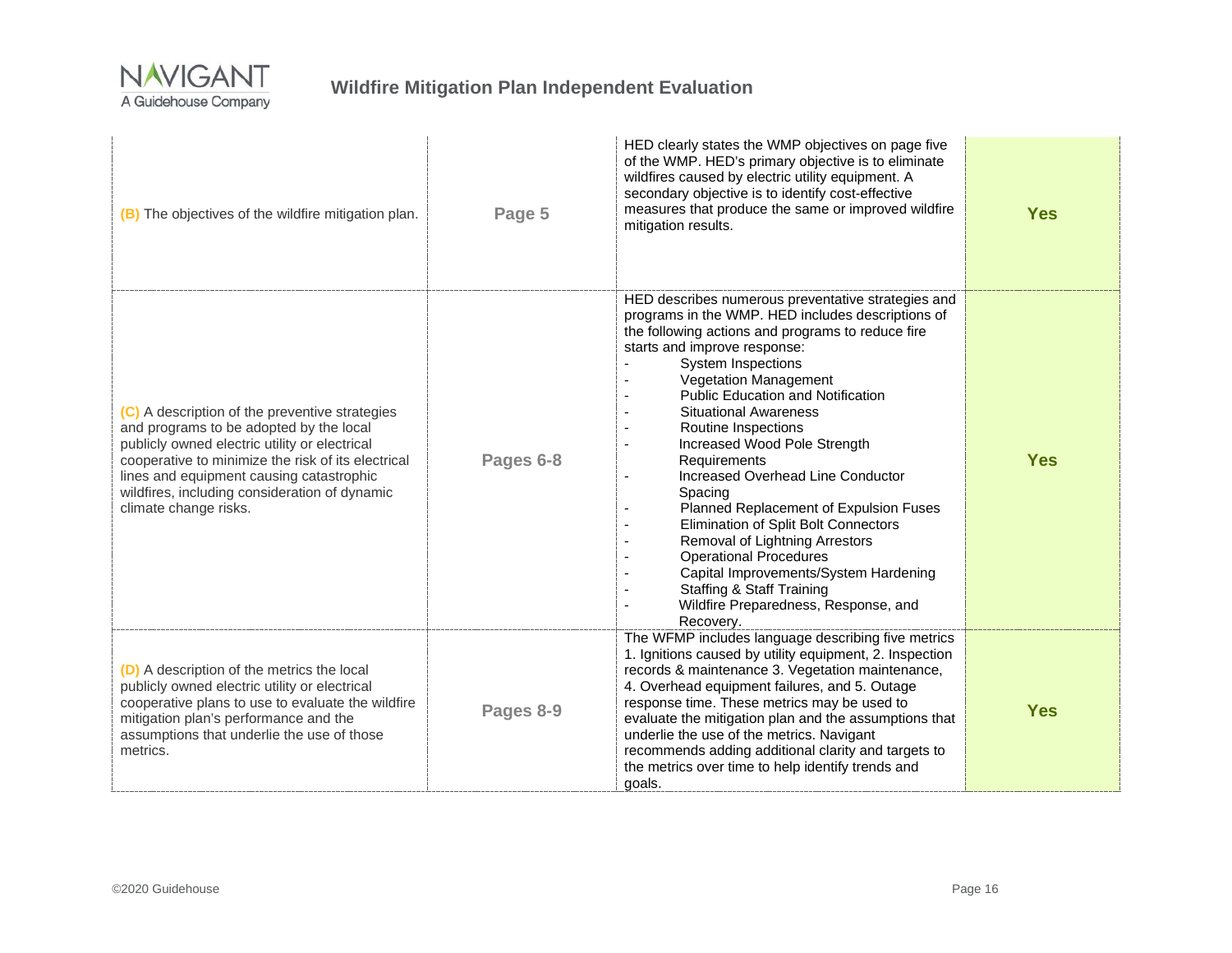| | | | |
|---|---|---|---|
| (B) The objectives of the wildfire mitigation plan. | Page 5 | HED clearly states the WMP objectives on page five of the WMP. HED's primary objective is to eliminate wildfires caused by electric utility equipment. A secondary objective is to identify cost-effective measures that produce the same or improved wildfire mitigation results. | Yes |
| (C) A description of the preventive strategies and programs to be adopted by the local publicly owned electric utility or electrical cooperative to minimize the risk of its electrical lines and equipment causing catastrophic wildfires, including consideration of dynamic climate change risks. | Pages 6-8 | HED describes numerous preventative strategies and programs in the WMP. HED includes descriptions of the following actions and programs to reduce fire starts and improve response:<br>- System Inspections<br>- Vegetation Management<br>- Public Education and Notification<br>- Situational Awareness<br>- Routine Inspections<br>- Increased Wood Pole Strength Requirements<br>- Increased Overhead Line Conductor Spacing<br>- Planned Replacement of Expulsion Fuses<br>- Elimination of Split Bolt Connectors<br>- Removal of Lightning Arrestors<br>- Operational Procedures<br>- Capital Improvements/System Hardening<br>- Staffing & Staff Training<br>- Wildfire Preparedness, Response, and Recovery. | Yes |
| (D) A description of the metrics the local publicly owned electric utility or electrical cooperative plans to use to evaluate the wildfire mitigation plan's performance and the assumptions that underlie the use of those metrics. | Pages 8-9 | The WFMP includes language describing five metrics 1. Ignitions caused by utility equipment, 2. Inspection records & maintenance 3. Vegetation maintenance, 4. Overhead equipment failures, and 5. Outage response time. These metrics may be used to evaluate the mitigation plan and the assumptions that underlie the use of the metrics. Navigant recommends adding additional clarity and targets to the metrics over time to help identify trends and goals. | Yes |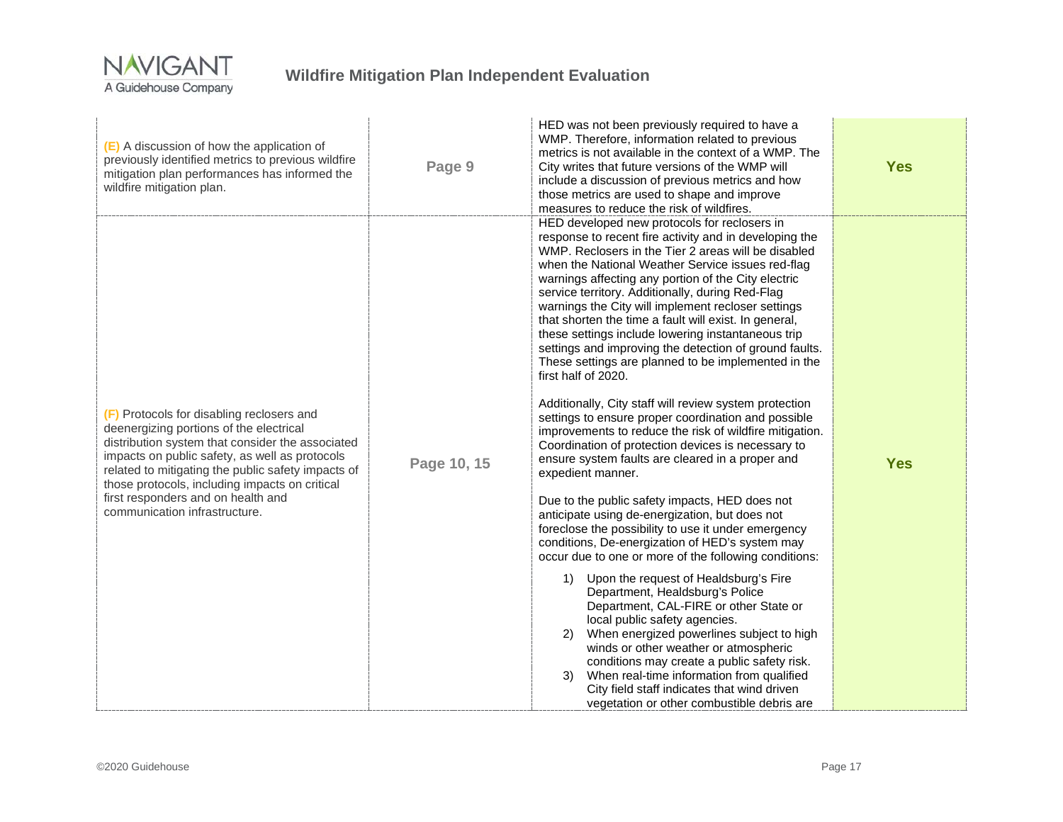| | | | |
|---|---|---|---|
| **(E)** A discussion of how the application of previously identified metrics to previous wildfire mitigation plan performances has informed the wildfire mitigation plan. | **Page 9** | HED was not been previously required to have a WMP. Therefore, information related to previous metrics is not available in the context of a WMP. The City writes that future versions of the WMP will include a discussion of previous metrics and how those metrics are used to shape and improve measures to reduce the risk of wildfires. | **Yes** |
| **(F)** Protocols for disabling reclosers and deenergizing portions of the electrical distribution system that consider the associated impacts on public safety, as well as protocols related to mitigating the public safety impacts of those protocols, including impacts on critical first responders and on health and communication infrastructure. | **Page 10, 15** | HED developed new protocols for reclosers in response to recent fire activity and in developing the WMP. Reclosers in the Tier 2 areas will be disabled when the National Weather Service issues red-flag warnings affecting any portion of the City electric service territory. Additionally, during Red-Flag warnings the City will implement recloser settings that shorten the time a fault will exist. In general, these settings include lowering instantaneous trip settings and improving the detection of ground faults. These settings are planned to be implemented in the first half of 2020.<br><br>Additionally, City staff will review system protection settings to ensure proper coordination and possible improvements to reduce the risk of wildfire mitigation. Coordination of protection devices is necessary to ensure system faults are cleared in a proper and expedient manner.<br><br>Due to the public safety impacts, HED does not anticipate using de-energization, but does not foreclose the possibility to use it under emergency conditions, De-energization of HED's system may occur due to one or more of the following conditions:<br><br>1) Upon the request of Healdsburg's Fire Department, Healdsburg's Police Department, CAL-FIRE or other State or local public safety agencies.<br>2) When energized powerlines subject to high winds or other weather or atmospheric conditions may create a public safety risk.<br>3) When real-time information from qualified City field staff indicates that wind driven vegetation or other combustible debris are | **Yes** |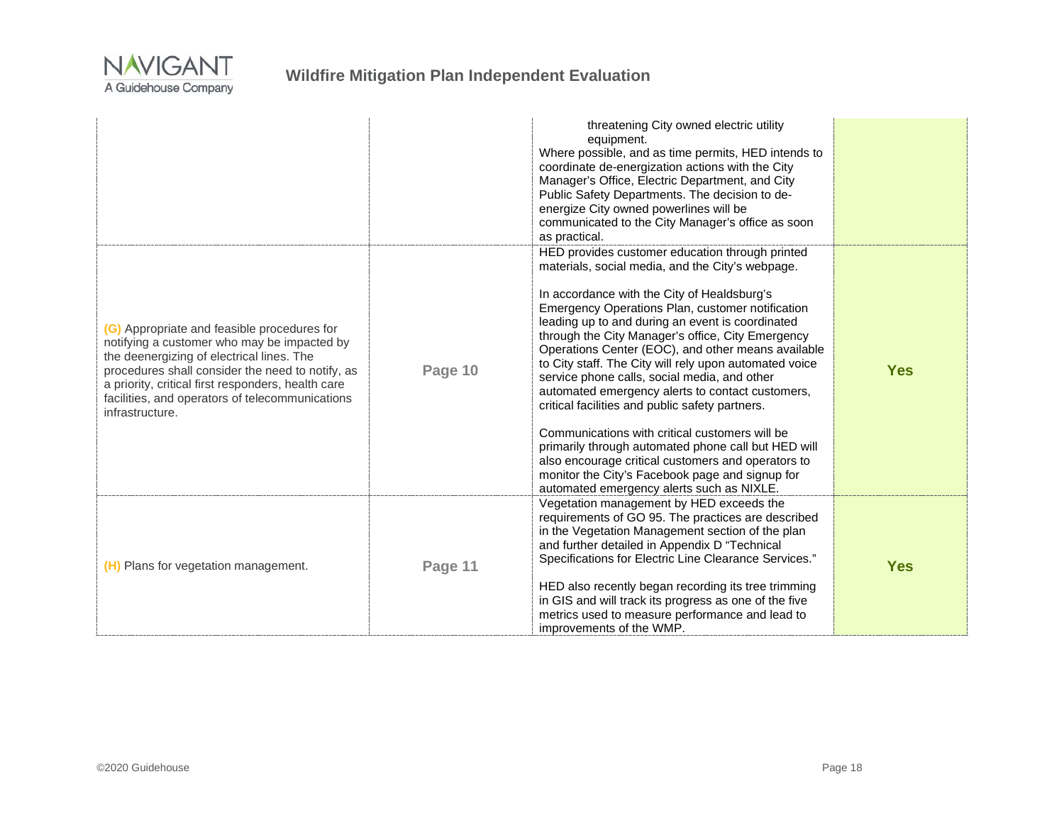| | | | |
|---|---|---|---|
| | | threatening City owned electric utility equipment.<br>Where possible, and as time permits, HED intends to coordinate de-energization actions with the City Manager's Office, Electric Department, and City Public Safety Departments. The decision to de-energize City owned powerlines will be communicated to the City Manager's office as soon as practical. | |
| **(G)** Appropriate and feasible procedures for notifying a customer who may be impacted by the deenergizing of electrical lines. The procedures shall consider the need to notify, as a priority, critical first responders, health care facilities, and operators of telecommunications infrastructure. | **Page 10** | HED provides customer education through printed materials, social media, and the City's webpage.<br><br>In accordance with the City of Healdsburg's Emergency Operations Plan, customer notification leading up to and during an event is coordinated through the City Manager's office, City Emergency Operations Center (EOC), and other means available to City staff. The City will rely upon automated voice service phone calls, social media, and other automated emergency alerts to contact customers, critical facilities and public safety partners.<br><br>Communications with critical customers will be primarily through automated phone call but HED will also encourage critical customers and operators to monitor the City's Facebook page and signup for automated emergency alerts such as NIXLE. | **Yes** |
| **(H)** Plans for vegetation management. | **Page 11** | Vegetation management by HED exceeds the requirements of GO 95. The practices are described in the Vegetation Management section of the plan and further detailed in Appendix D "Technical Specifications for Electric Line Clearance Services."<br><br>HED also recently began recording its tree trimming in GIS and will track its progress as one of the five metrics used to measure performance and lead to improvements of the WMP. | **Yes** |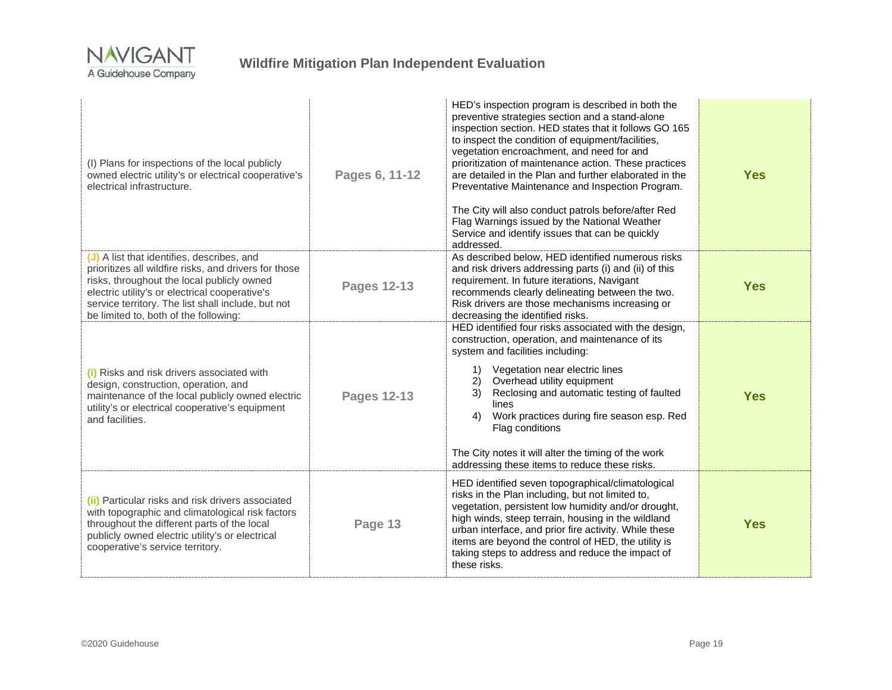| | | | |
|---|---|---|---|
| (I) Plans for inspections of the local publicly owned electric utility's or electrical cooperative's electrical infrastructure. | **Pages 6, 11-12** | HED's inspection program is described in both the preventive strategies section and a stand-alone inspection section. HED states that it follows GO 165 to inspect the condition of equipment/facilities, vegetation encroachment, and need for and prioritization of maintenance action. These practices are detailed in the Plan and further elaborated in the Preventative Maintenance and Inspection Program.<br><br>The City will also conduct patrols before/after Red Flag Warnings issued by the National Weather Service and identify issues that can be quickly addressed. | **Yes** |
| (J) A list that identifies, describes, and prioritizes all wildfire risks, and drivers for those risks, throughout the local publicly owned electric utility's or electrical cooperative's service territory. The list shall include, but not be limited to, both of the following: | **Pages 12-13** | As described below, HED identified numerous risks and risk drivers addressing parts (i) and (ii) of this requirement. In future iterations, Navigant recommends clearly delineating between the two. Risk drivers are those mechanisms increasing or decreasing the identified risks. | **Yes** |
| (i) Risks and risk drivers associated with design, construction, operation, and maintenance of the local publicly owned electric utility's or electrical cooperative's equipment and facilities. | **Pages 12-13** | HED identified four risks associated with the design, construction, operation, and maintenance of its system and facilities including:<br>1) Vegetation near electric lines<br>2) Overhead utility equipment<br>3) Reclosing and automatic testing of faulted lines<br>4) Work practices during fire season esp. Red Flag conditions<br><br>The City notes it will alter the timing of the work addressing these items to reduce these risks. | **Yes** |
| (ii) Particular risks and risk drivers associated with topographic and climatological risk factors throughout the different parts of the local publicly owned electric utility's or electrical cooperative's service territory. | **Page 13** | HED identified seven topographical/climatological risks in the Plan including, but not limited to, vegetation, persistent low humidity and/or drought, high winds, steep terrain, housing in the wildland urban interface, and prior fire activity. While these items are beyond the control of HED, the utility is taking steps to address and reduce the impact of these risks. | **Yes** |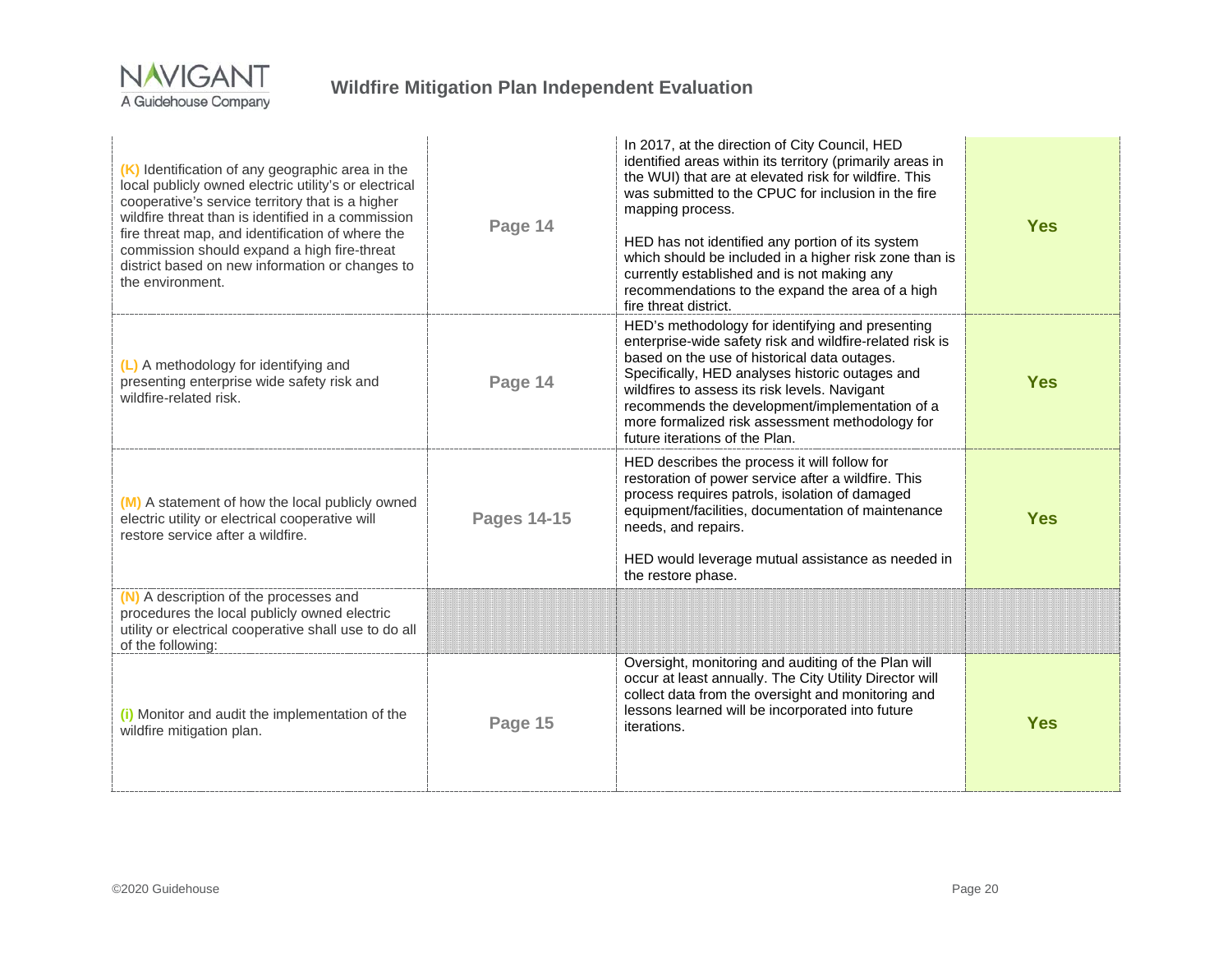| | | | |
|---|---|---|---|
| (K) Identification of any geographic area in the local publicly owned electric utility's or electrical cooperative's service territory that is a higher wildfire threat than is identified in a commission fire threat map, and identification of where the commission should expand a high fire-threat district based on new information or changes to the environment. | **Page 14** | In 2017, at the direction of City Council, HED identified areas within its territory (primarily areas in the WUI) that are at elevated risk for wildfire. This was submitted to the CPUC for inclusion in the fire mapping process.<br><br>HED has not identified any portion of its system which should be included in a higher risk zone than is currently established and is not making any recommendations to the expand the area of a high fire threat district. | **Yes** |
| (L) A methodology for identifying and presenting enterprise wide safety risk and wildfire-related risk. | **Page 14** | HED's methodology for identifying and presenting enterprise-wide safety risk and wildfire-related risk is based on the use of historical data outages. Specifically, HED analyses historic outages and wildfires to assess its risk levels. Navigant recommends the development/implementation of a more formalized risk assessment methodology for future iterations of the Plan. | **Yes** |
| (M) A statement of how the local publicly owned electric utility or electrical cooperative will restore service after a wildfire. | **Pages 14-15** | HED describes the process it will follow for restoration of power service after a wildfire. This process requires patrols, isolation of damaged equipment/facilities, documentation of maintenance needs, and repairs.<br><br>HED would leverage mutual assistance as needed in the restore phase. | **Yes** |
| (N) A description of the processes and procedures the local publicly owned electric utility or electrical cooperative shall use to do all of the following: | | | |
| (i) Monitor and audit the implementation of the wildfire mitigation plan. | **Page 15** | Oversight, monitoring and auditing of the Plan will occur at least annually. The City Utility Director will collect data from the oversight and monitoring and lessons learned will be incorporated into future iterations. | **Yes** |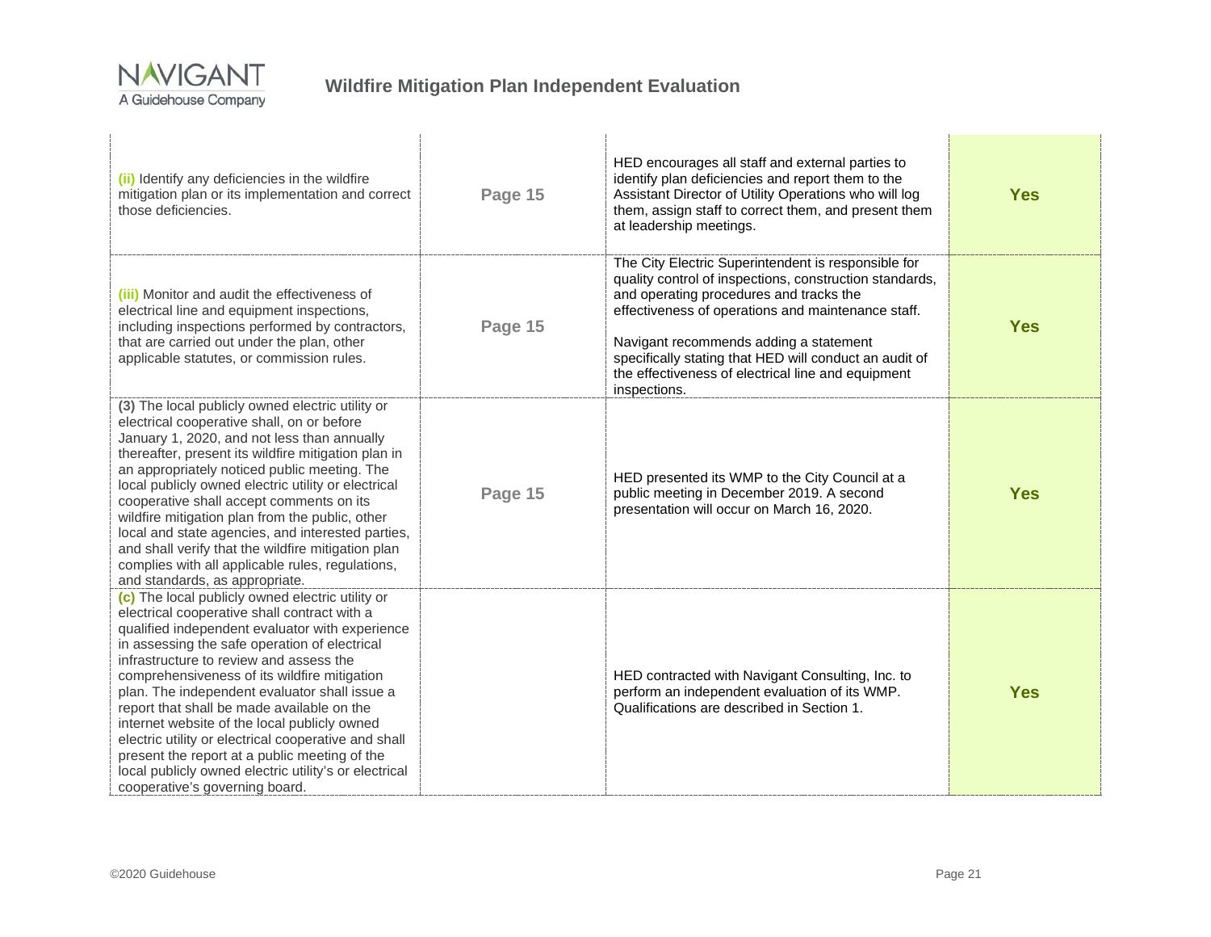| | | | |
|---|---|---|---|
| **(ii)** Identify any deficiencies in the wildfire mitigation plan or its implementation and correct those deficiencies. | **Page 15** | HED encourages all staff and external parties to identify plan deficiencies and report them to the Assistant Director of Utility Operations who will log them, assign staff to correct them, and present them at leadership meetings. | **Yes** |
| **(iii)** Monitor and audit the effectiveness of electrical line and equipment inspections, including inspections performed by contractors, that are carried out under the plan, other applicable statutes, or commission rules. | **Page 15** | The City Electric Superintendent is responsible for quality control of inspections, construction standards, and operating procedures and tracks the effectiveness of operations and maintenance staff.<br><br>Navigant recommends adding a statement specifically stating that HED will conduct an audit of the effectiveness of electrical line and equipment inspections. | **Yes** |
| **(3)** The local publicly owned electric utility or electrical cooperative shall, on or before January 1, 2020, and not less than annually thereafter, present its wildfire mitigation plan in an appropriately noticed public meeting. The local publicly owned electric utility or electrical cooperative shall accept comments on its wildfire mitigation plan from the public, other local and state agencies, and interested parties, and shall verify that the wildfire mitigation plan complies with all applicable rules, regulations, and standards, as appropriate. | **Page 15** | HED presented its WMP to the City Council at a public meeting in December 2019. A second presentation will occur on March 16, 2020. | **Yes** |
| **(c)** The local publicly owned electric utility or electrical cooperative shall contract with a qualified independent evaluator with experience in assessing the safe operation of electrical infrastructure to review and assess the comprehensiveness of its wildfire mitigation plan. The independent evaluator shall issue a report that shall be made available on the internet website of the local publicly owned electric utility or electrical cooperative and shall present the report at a public meeting of the local publicly owned electric utility's or electrical cooperative's governing board. | | HED contracted with Navigant Consulting, Inc. to perform an independent evaluation of its WMP. Qualifications are described in Section 1. | **Yes** |